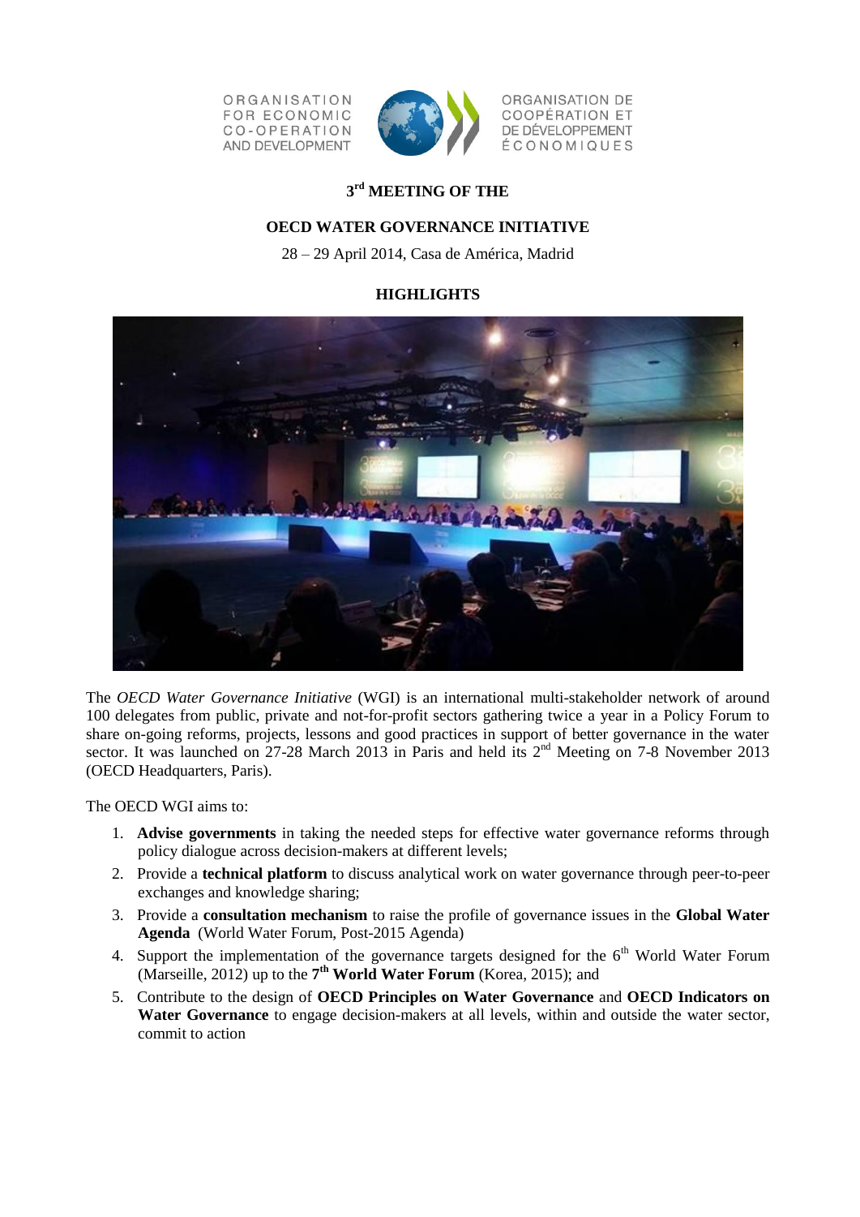ORGANISATION FOR ECONOMIC CO-OPERATION AND DEVELOPMENT

ORGANISATION DE COOPÉRATION ET DE DÉVELOPPEMENT ÉCONOMIQUES

# 3rd MEETING OF THE

# OECD WATER GOVERNANCE INITIATIVE

28 – 29 April 2014, Casa de América, Madrid

## HIGHLIGHTS

The *OECD Water Governance Initiative* (WGI) is an international multi-stakeholder network of around 100 delegates from public, private and not-for-profit sectors gathering twice a year in a Policy Forum to share on-going reforms, projects, lessons and good practices in support of better governance in the water sector. It was launched on 27-28 March 2013 in Paris and held its 2nd Meeting on 7-8 November 2013 (OECD Headquarters, Paris).

The OECD WGI aims to:

1. **Advise governments** in taking the needed steps for effective water governance reforms through policy dialogue across decision-makers at different levels;
2. Provide a **technical platform** to discuss analytical work on water governance through peer-to-peer exchanges and knowledge sharing;
3. Provide a **consultation mechanism** to raise the profile of governance issues in the **Global Water Agenda** (World Water Forum, Post-2015 Agenda)
4. Support the implementation of the governance targets designed for the 6th World Water Forum (Marseille, 2012) up to the **7th World Water Forum** (Korea, 2015); and
5. Contribute to the design of **OECD Principles on Water Governance** and **OECD Indicators on Water Governance** to engage decision-makers at all levels, within and outside the water sector, commit to action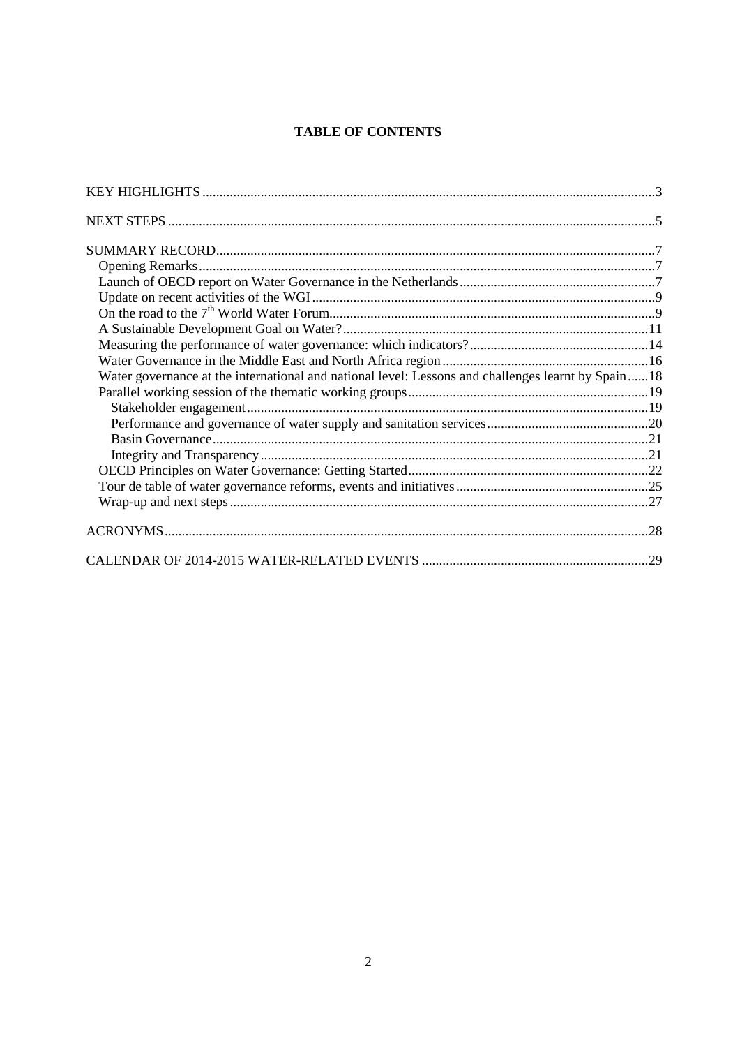# TABLE OF CONTENTS

KEY HIGHLIGHTS .......................................................................................................................... 3

NEXT STEPS ................................................................................................................................ 5

SUMMARY RECORD .................................................................................................................... 7

- Opening Remarks ..................................................................................................................... 7
- Launch of OECD report on Water Governance in the Netherlands ............................................. 7
- Update on recent activities of the WGI ....................................................................................... 9
- On the road to the 7th World Water Forum .................................................................................. 9
- A Sustainable Development Goal on Water? ............................................................................ 11
- Measuring the performance of water governance: which indicators? ......................................... 14
- Water Governance in the Middle East and North Africa region ................................................. 16
- Water governance at the international and national level: Lessons and challenges learnt by Spain ...... 18
- Parallel working session of the thematic working groups .......................................................... 19
  - Stakeholder engagement ...................................................................................................... 19
  - Performance and governance of water supply and sanitation services ................................... 20
  - Basin Governance ................................................................................................................. 21
  - Integrity and Transparency ................................................................................................... 21
- OECD Principles on Water Governance: Getting Started ........................................................... 22
- Tour de table of water governance reforms, events and initiatives ............................................. 25
- Wrap-up and next steps ............................................................................................................ 27

ACRONYMS ............................................................................................................................... 28

CALENDAR OF 2014-2015 WATER-RELATED EVENTS ................................................................ 29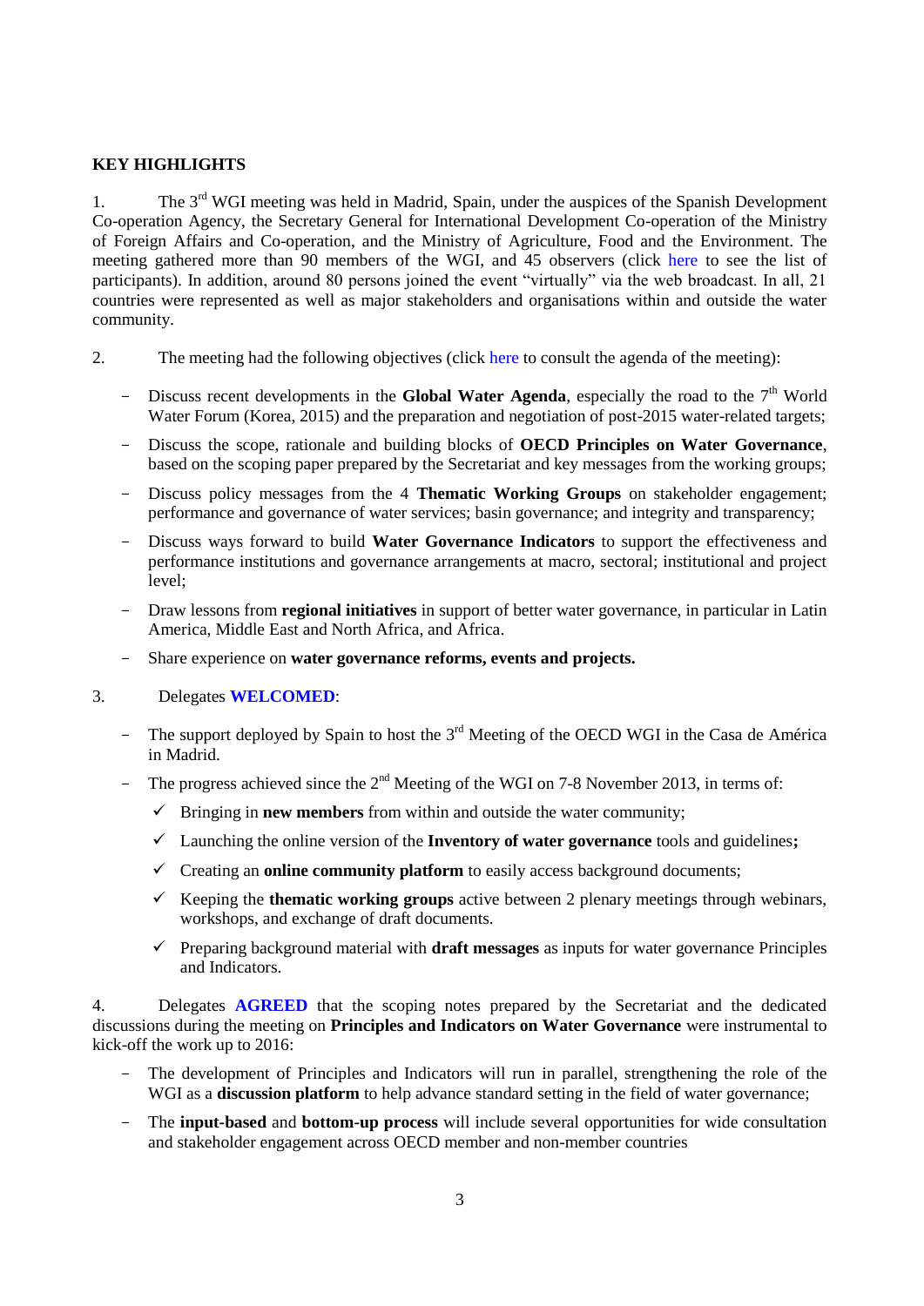## KEY HIGHLIGHTS

1. The 3rd WGI meeting was held in Madrid, Spain, under the auspices of the Spanish Development Co-operation Agency, the Secretary General for International Development Co-operation of the Ministry of Foreign Affairs and Co-operation, and the Ministry of Agriculture, Food and the Environment. The meeting gathered more than 90 members of the WGI, and 45 observers (click here to see the list of participants). In addition, around 80 persons joined the event "virtually" via the web broadcast. In all, 21 countries were represented as well as major stakeholders and organisations within and outside the water community.

2. The meeting had the following objectives (click here to consult the agenda of the meeting):

- Discuss recent developments in the **Global Water Agenda**, especially the road to the 7th World Water Forum (Korea, 2015) and the preparation and negotiation of post-2015 water-related targets;
- Discuss the scope, rationale and building blocks of **OECD Principles on Water Governance**, based on the scoping paper prepared by the Secretariat and key messages from the working groups;
- Discuss policy messages from the 4 **Thematic Working Groups** on stakeholder engagement; performance and governance of water services; basin governance; and integrity and transparency;
- Discuss ways forward to build **Water Governance Indicators** to support the effectiveness and performance institutions and governance arrangements at macro, sectoral; institutional and project level;
- Draw lessons from **regional initiatives** in support of better water governance, in particular in Latin America, Middle East and North Africa, and Africa.
- Share experience on **water governance reforms, events and projects.**

3. Delegates **WELCOMED**:

- The support deployed by Spain to host the 3rd Meeting of the OECD WGI in the Casa de América in Madrid.
- The progress achieved since the 2nd Meeting of the WGI on 7-8 November 2013, in terms of:
  - ✓ Bringing in **new members** from within and outside the water community;
  - ✓ Launching the online version of the **Inventory of water governance** tools and guidelines**;**
  - ✓ Creating an **online community platform** to easily access background documents;
  - ✓ Keeping the **thematic working groups** active between 2 plenary meetings through webinars, workshops, and exchange of draft documents.
  - ✓ Preparing background material with **draft messages** as inputs for water governance Principles and Indicators.

4. Delegates **AGREED** that the scoping notes prepared by the Secretariat and the dedicated discussions during the meeting on **Principles and Indicators on Water Governance** were instrumental to kick-off the work up to 2016:

- The development of Principles and Indicators will run in parallel, strengthening the role of the WGI as a **discussion platform** to help advance standard setting in the field of water governance;
- The **input-based** and **bottom-up process** will include several opportunities for wide consultation and stakeholder engagement across OECD member and non-member countries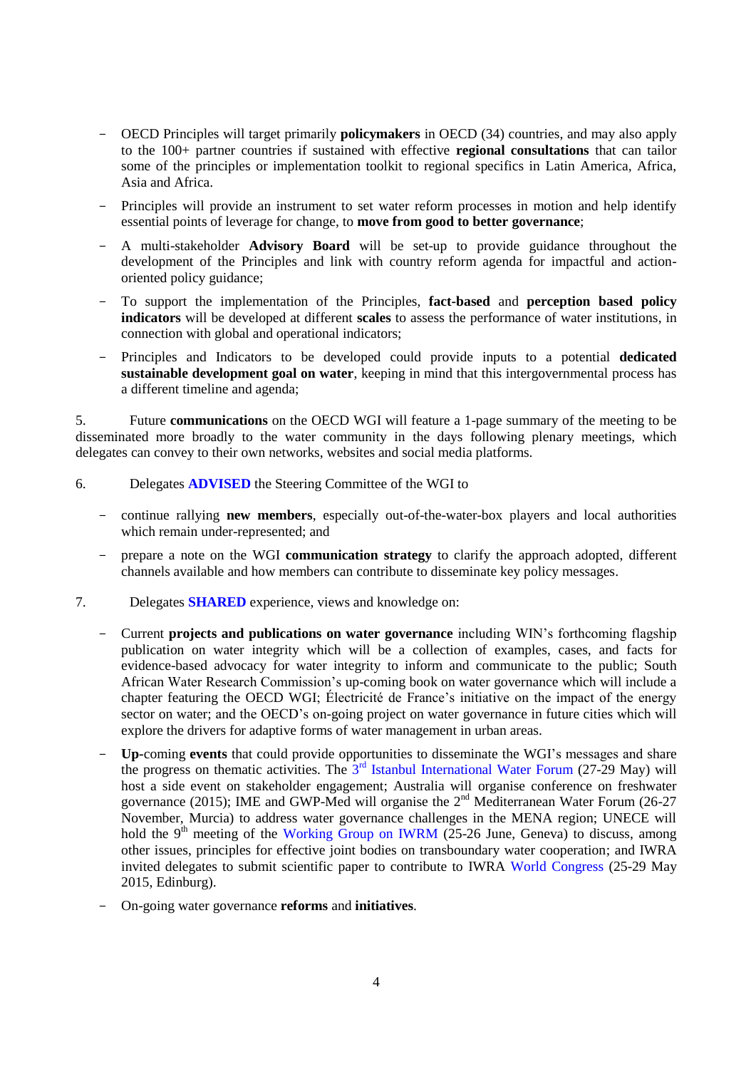- OECD Principles will target primarily **policymakers** in OECD (34) countries, and may also apply to the 100+ partner countries if sustained with effective **regional consultations** that can tailor some of the principles or implementation toolkit to regional specifics in Latin America, Africa, Asia and Africa.
- Principles will provide an instrument to set water reform processes in motion and help identify essential points of leverage for change, to **move from good to better governance**;
- A multi-stakeholder **Advisory Board** will be set-up to provide guidance throughout the development of the Principles and link with country reform agenda for impactful and action-oriented policy guidance;
- To support the implementation of the Principles, **fact-based** and **perception based policy indicators** will be developed at different **scales** to assess the performance of water institutions, in connection with global and operational indicators;
- Principles and Indicators to be developed could provide inputs to a potential **dedicated sustainable development goal on water**, keeping in mind that this intergovernmental process has a different timeline and agenda;

5. Future **communications** on the OECD WGI will feature a 1-page summary of the meeting to be disseminated more broadly to the water community in the days following plenary meetings, which delegates can convey to their own networks, websites and social media platforms.

6. Delegates **ADVISED** the Steering Committee of the WGI to

- continue rallying **new members**, especially out-of-the-water-box players and local authorities which remain under-represented; and
- prepare a note on the WGI **communication strategy** to clarify the approach adopted, different channels available and how members can contribute to disseminate key policy messages.

7. Delegates **SHARED** experience, views and knowledge on:

- Current **projects and publications on water governance** including WIN's forthcoming flagship publication on water integrity which will be a collection of examples, cases, and facts for evidence-based advocacy for water integrity to inform and communicate to the public; South African Water Research Commission's up-coming book on water governance which will include a chapter featuring the OECD WGI; Électricité de France's initiative on the impact of the energy sector on water; and the OECD's on-going project on water governance in future cities which will explore the drivers for adaptive forms of water management in urban areas.
- **Up**-coming **events** that could provide opportunities to disseminate the WGI's messages and share the progress on thematic activities. The 3rd Istanbul International Water Forum (27-29 May) will host a side event on stakeholder engagement; Australia will organise conference on freshwater governance (2015); IME and GWP-Med will organise the 2nd Mediterranean Water Forum (26-27 November, Murcia) to address water governance challenges in the MENA region; UNECE will hold the 9th meeting of the Working Group on IWRM (25-26 June, Geneva) to discuss, among other issues, principles for effective joint bodies on transboundary water cooperation; and IWRA invited delegates to submit scientific paper to contribute to IWRA World Congress (25-29 May 2015, Edinburg).
- On-going water governance **reforms** and **initiatives**.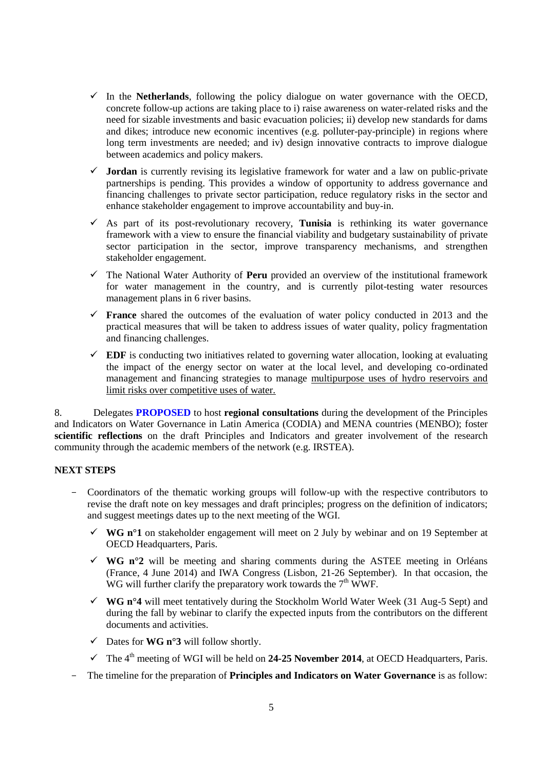- ✓ In the **Netherlands**, following the policy dialogue on water governance with the OECD, concrete follow-up actions are taking place to i) raise awareness on water-related risks and the need for sizable investments and basic evacuation policies; ii) develop new standards for dams and dikes; introduce new economic incentives (e.g. polluter-pay-principle) in regions where long term investments are needed; and iv) design innovative contracts to improve dialogue between academics and policy makers.
- ✓ **Jordan** is currently revising its legislative framework for water and a law on public-private partnerships is pending. This provides a window of opportunity to address governance and financing challenges to private sector participation, reduce regulatory risks in the sector and enhance stakeholder engagement to improve accountability and buy-in.
- ✓ As part of its post-revolutionary recovery, **Tunisia** is rethinking its water governance framework with a view to ensure the financial viability and budgetary sustainability of private sector participation in the sector, improve transparency mechanisms, and strengthen stakeholder engagement.
- ✓ The National Water Authority of **Peru** provided an overview of the institutional framework for water management in the country, and is currently pilot-testing water resources management plans in 6 river basins.
- ✓ **France** shared the outcomes of the evaluation of water policy conducted in 2013 and the practical measures that will be taken to address issues of water quality, policy fragmentation and financing challenges.
- ✓ **EDF** is conducting two initiatives related to governing water allocation, looking at evaluating the impact of the energy sector on water at the local level, and developing co-ordinated management and financing strategies to manage multipurpose uses of hydro reservoirs and limit risks over competitive uses of water.

8. Delegates **PROPOSED** to host **regional consultations** during the development of the Principles and Indicators on Water Governance in Latin America (CODIA) and MENA countries (MENBO); foster **scientific reflections** on the draft Principles and Indicators and greater involvement of the research community through the academic members of the network (e.g. IRSTEA).

**NEXT STEPS**

- Coordinators of the thematic working groups will follow-up with the respective contributors to revise the draft note on key messages and draft principles; progress on the definition of indicators; and suggest meetings dates up to the next meeting of the WGI.
  - ✓ **WG n°1** on stakeholder engagement will meet on 2 July by webinar and on 19 September at OECD Headquarters, Paris.
  - ✓ **WG n°2** will be meeting and sharing comments during the ASTEE meeting in Orléans (France, 4 June 2014) and IWA Congress (Lisbon, 21-26 September). In that occasion, the WG will further clarify the preparatory work towards the 7th WWF.
  - ✓ **WG n°4** will meet tentatively during the Stockholm World Water Week (31 Aug-5 Sept) and during the fall by webinar to clarify the expected inputs from the contributors on the different documents and activities.
  - ✓ Dates for **WG n°3** will follow shortly.
  - ✓ The 4th meeting of WGI will be held on **24-25 November 2014**, at OECD Headquarters, Paris.
- The timeline for the preparation of **Principles and Indicators on Water Governance** is as follow: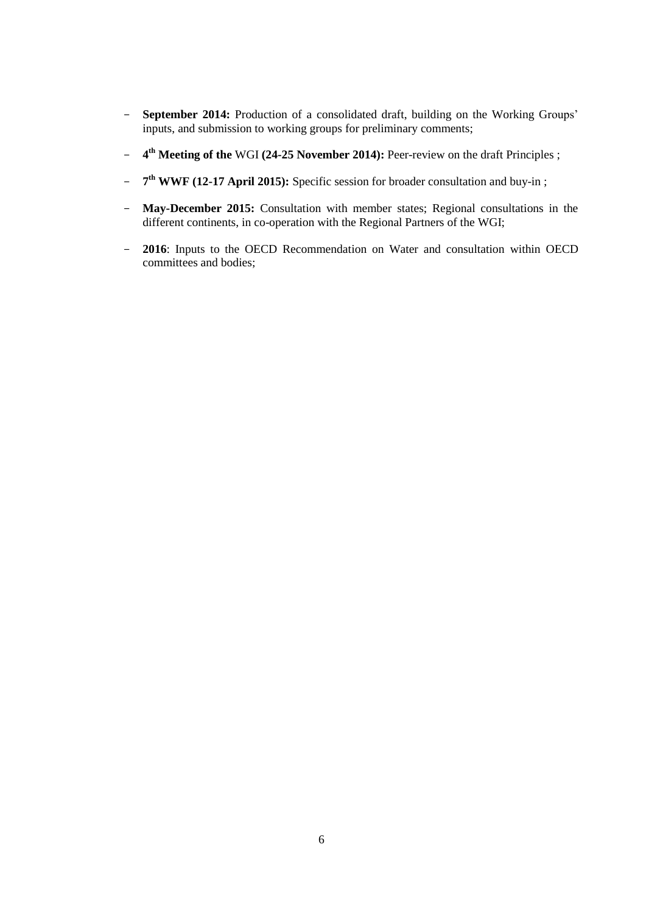- **September 2014:** Production of a consolidated draft, building on the Working Groups' inputs, and submission to working groups for preliminary comments;
- **4th Meeting of the** WGI **(24-25 November 2014):** Peer-review on the draft Principles ;
- **7th WWF (12-17 April 2015):** Specific session for broader consultation and buy-in ;
- **May-December 2015:** Consultation with member states; Regional consultations in the different continents, in co-operation with the Regional Partners of the WGI;
- **2016**: Inputs to the OECD Recommendation on Water and consultation within OECD committees and bodies;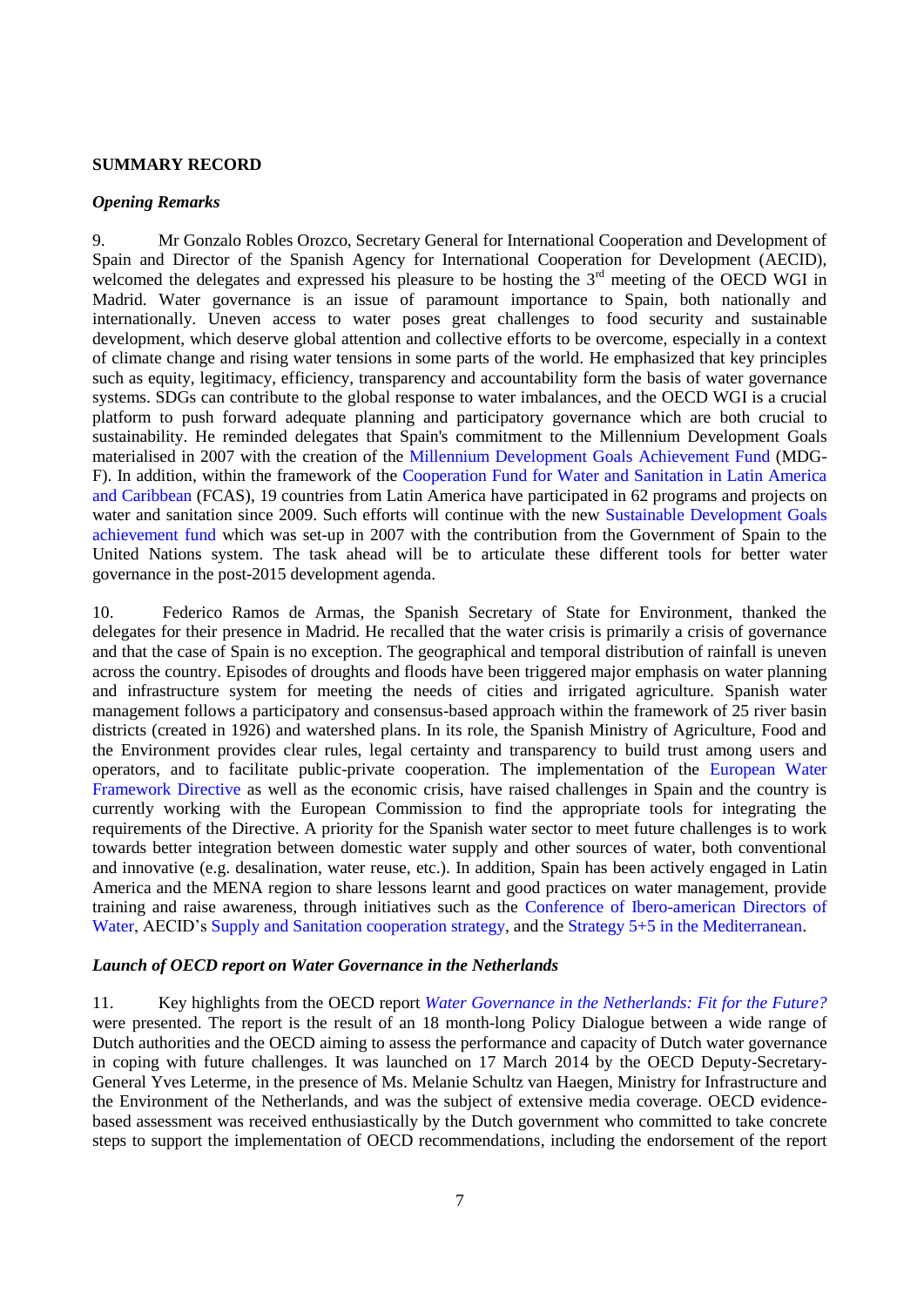**SUMMARY RECORD**

***Opening Remarks***

9. Mr Gonzalo Robles Orozco, Secretary General for International Cooperation and Development of Spain and Director of the Spanish Agency for International Cooperation for Development (AECID), welcomed the delegates and expressed his pleasure to be hosting the 3rd meeting of the OECD WGI in Madrid. Water governance is an issue of paramount importance to Spain, both nationally and internationally. Uneven access to water poses great challenges to food security and sustainable development, which deserve global attention and collective efforts to be overcome, especially in a context of climate change and rising water tensions in some parts of the world. He emphasized that key principles such as equity, legitimacy, efficiency, transparency and accountability form the basis of water governance systems. SDGs can contribute to the global response to water imbalances, and the OECD WGI is a crucial platform to push forward adequate planning and participatory governance which are both crucial to sustainability. He reminded delegates that Spain's commitment to the Millennium Development Goals materialised in 2007 with the creation of the Millennium Development Goals Achievement Fund (MDG-F). In addition, within the framework of the Cooperation Fund for Water and Sanitation in Latin America and Caribbean (FCAS), 19 countries from Latin America have participated in 62 programs and projects on water and sanitation since 2009. Such efforts will continue with the new Sustainable Development Goals achievement fund which was set-up in 2007 with the contribution from the Government of Spain to the United Nations system. The task ahead will be to articulate these different tools for better water governance in the post-2015 development agenda.

10. Federico Ramos de Armas, the Spanish Secretary of State for Environment, thanked the delegates for their presence in Madrid. He recalled that the water crisis is primarily a crisis of governance and that the case of Spain is no exception. The geographical and temporal distribution of rainfall is uneven across the country. Episodes of droughts and floods have been triggered major emphasis on water planning and infrastructure system for meeting the needs of cities and irrigated agriculture. Spanish water management follows a participatory and consensus-based approach within the framework of 25 river basin districts (created in 1926) and watershed plans. In its role, the Spanish Ministry of Agriculture, Food and the Environment provides clear rules, legal certainty and transparency to build trust among users and operators, and to facilitate public-private cooperation. The implementation of the European Water Framework Directive as well as the economic crisis, have raised challenges in Spain and the country is currently working with the European Commission to find the appropriate tools for integrating the requirements of the Directive. A priority for the Spanish water sector to meet future challenges is to work towards better integration between domestic water supply and other sources of water, both conventional and innovative (e.g. desalination, water reuse, etc.). In addition, Spain has been actively engaged in Latin America and the MENA region to share lessons learnt and good practices on water management, provide training and raise awareness, through initiatives such as the Conference of Ibero-american Directors of Water, AECID's Supply and Sanitation cooperation strategy, and the Strategy 5+5 in the Mediterranean.

***Launch of OECD report on Water Governance in the Netherlands***

11. Key highlights from the OECD report *Water Governance in the Netherlands: Fit for the Future?* were presented. The report is the result of an 18 month-long Policy Dialogue between a wide range of Dutch authorities and the OECD aiming to assess the performance and capacity of Dutch water governance in coping with future challenges. It was launched on 17 March 2014 by the OECD Deputy-Secretary-General Yves Leterme, in the presence of Ms. Melanie Schultz van Haegen, Ministry for Infrastructure and the Environment of the Netherlands, and was the subject of extensive media coverage. OECD evidence-based assessment was received enthusiastically by the Dutch government who committed to take concrete steps to support the implementation of OECD recommendations, including the endorsement of the report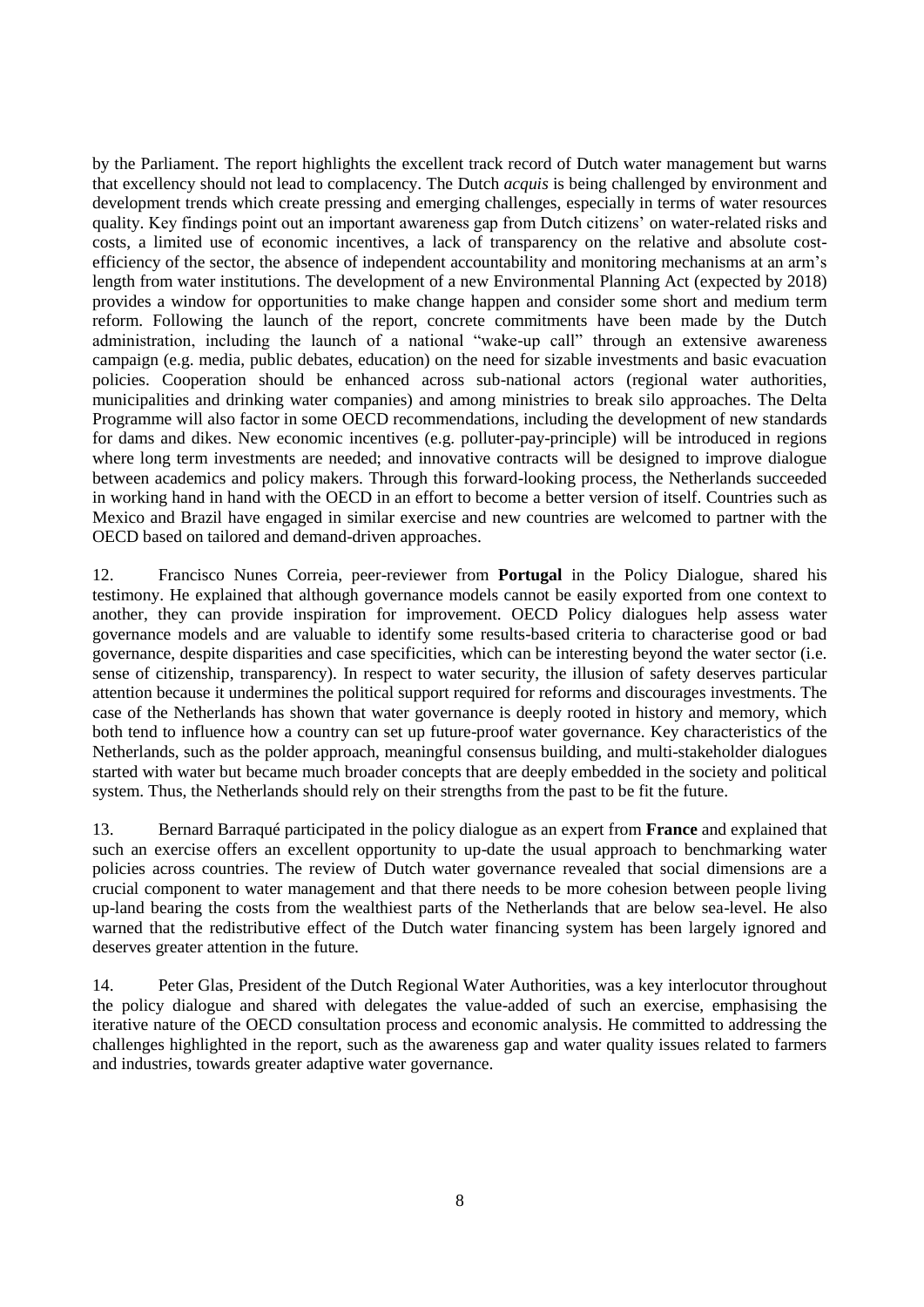by the Parliament. The report highlights the excellent track record of Dutch water management but warns that excellency should not lead to complacency. The Dutch *acquis* is being challenged by environment and development trends which create pressing and emerging challenges, especially in terms of water resources quality. Key findings point out an important awareness gap from Dutch citizens' on water-related risks and costs, a limited use of economic incentives, a lack of transparency on the relative and absolute cost-efficiency of the sector, the absence of independent accountability and monitoring mechanisms at an arm's length from water institutions. The development of a new Environmental Planning Act (expected by 2018) provides a window for opportunities to make change happen and consider some short and medium term reform. Following the launch of the report, concrete commitments have been made by the Dutch administration, including the launch of a national "wake-up call" through an extensive awareness campaign (e.g. media, public debates, education) on the need for sizable investments and basic evacuation policies. Cooperation should be enhanced across sub-national actors (regional water authorities, municipalities and drinking water companies) and among ministries to break silo approaches. The Delta Programme will also factor in some OECD recommendations, including the development of new standards for dams and dikes. New economic incentives (e.g. polluter-pay-principle) will be introduced in regions where long term investments are needed; and innovative contracts will be designed to improve dialogue between academics and policy makers. Through this forward-looking process, the Netherlands succeeded in working hand in hand with the OECD in an effort to become a better version of itself. Countries such as Mexico and Brazil have engaged in similar exercise and new countries are welcomed to partner with the OECD based on tailored and demand-driven approaches.

12. Francisco Nunes Correia, peer-reviewer from **Portugal** in the Policy Dialogue, shared his testimony. He explained that although governance models cannot be easily exported from one context to another, they can provide inspiration for improvement. OECD Policy dialogues help assess water governance models and are valuable to identify some results-based criteria to characterise good or bad governance, despite disparities and case specificities, which can be interesting beyond the water sector (i.e. sense of citizenship, transparency). In respect to water security, the illusion of safety deserves particular attention because it undermines the political support required for reforms and discourages investments. The case of the Netherlands has shown that water governance is deeply rooted in history and memory, which both tend to influence how a country can set up future-proof water governance. Key characteristics of the Netherlands, such as the polder approach, meaningful consensus building, and multi-stakeholder dialogues started with water but became much broader concepts that are deeply embedded in the society and political system. Thus, the Netherlands should rely on their strengths from the past to be fit the future.

13. Bernard Barraqué participated in the policy dialogue as an expert from **France** and explained that such an exercise offers an excellent opportunity to up-date the usual approach to benchmarking water policies across countries. The review of Dutch water governance revealed that social dimensions are a crucial component to water management and that there needs to be more cohesion between people living up-land bearing the costs from the wealthiest parts of the Netherlands that are below sea-level. He also warned that the redistributive effect of the Dutch water financing system has been largely ignored and deserves greater attention in the future.

14. Peter Glas, President of the Dutch Regional Water Authorities, was a key interlocutor throughout the policy dialogue and shared with delegates the value-added of such an exercise, emphasising the iterative nature of the OECD consultation process and economic analysis. He committed to addressing the challenges highlighted in the report, such as the awareness gap and water quality issues related to farmers and industries, towards greater adaptive water governance.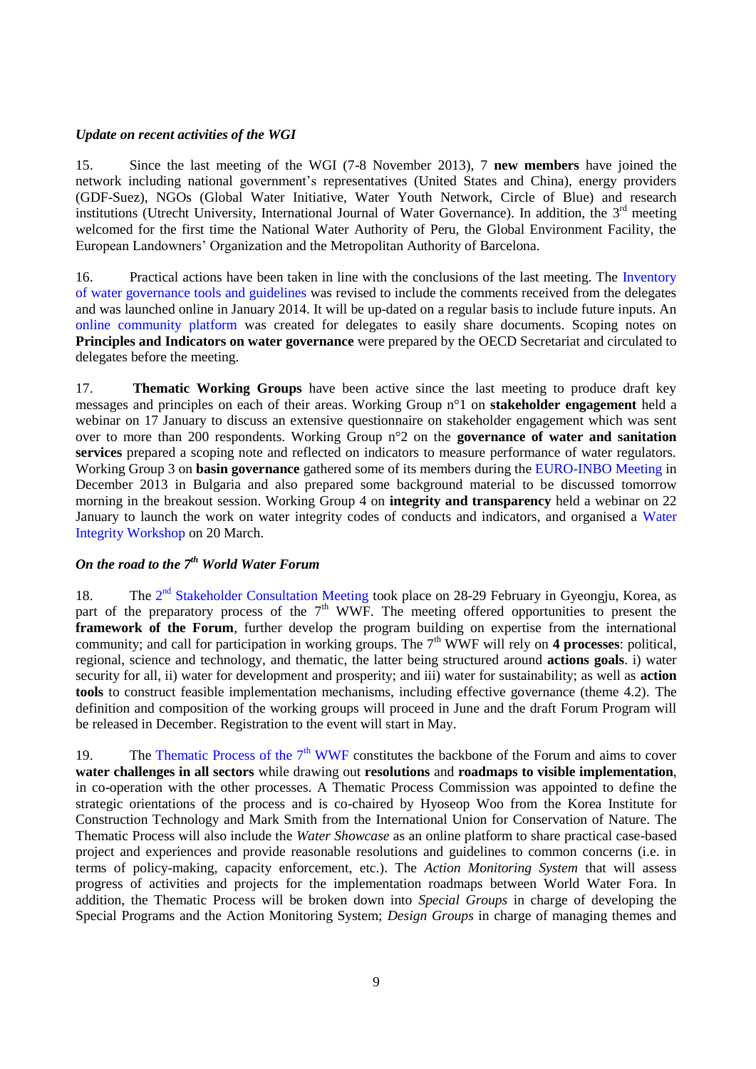***Update on recent activities of the WGI***

15. Since the last meeting of the WGI (7-8 November 2013), 7 **new members** have joined the network including national government's representatives (United States and China), energy providers (GDF-Suez), NGOs (Global Water Initiative, Water Youth Network, Circle of Blue) and research institutions (Utrecht University, International Journal of Water Governance). In addition, the 3rd meeting welcomed for the first time the National Water Authority of Peru, the Global Environment Facility, the European Landowners' Organization and the Metropolitan Authority of Barcelona.

16. Practical actions have been taken in line with the conclusions of the last meeting. The Inventory of water governance tools and guidelines was revised to include the comments received from the delegates and was launched online in January 2014. It will be up-dated on a regular basis to include future inputs. An online community platform was created for delegates to easily share documents. Scoping notes on **Principles and Indicators on water governance** were prepared by the OECD Secretariat and circulated to delegates before the meeting.

17. **Thematic Working Groups** have been active since the last meeting to produce draft key messages and principles on each of their areas. Working Group n°1 on **stakeholder engagement** held a webinar on 17 January to discuss an extensive questionnaire on stakeholder engagement which was sent over to more than 200 respondents. Working Group n°2 on the **governance of water and sanitation services** prepared a scoping note and reflected on indicators to measure performance of water regulators. Working Group 3 on **basin governance** gathered some of its members during the EURO-INBO Meeting in December 2013 in Bulgaria and also prepared some background material to be discussed tomorrow morning in the breakout session. Working Group 4 on **integrity and transparency** held a webinar on 22 January to launch the work on water integrity codes of conducts and indicators, and organised a Water Integrity Workshop on 20 March.

***On the road to the 7th World Water Forum***

18. The 2nd Stakeholder Consultation Meeting took place on 28-29 February in Gyeongju, Korea, as part of the preparatory process of the 7th WWF. The meeting offered opportunities to present the **framework of the Forum**, further develop the program building on expertise from the international community; and call for participation in working groups. The 7th WWF will rely on **4 processes**: political, regional, science and technology, and thematic, the latter being structured around **actions goals**. i) water security for all, ii) water for development and prosperity; and iii) water for sustainability; as well as **action tools** to construct feasible implementation mechanisms, including effective governance (theme 4.2). The definition and composition of the working groups will proceed in June and the draft Forum Program will be released in December. Registration to the event will start in May.

19. The Thematic Process of the 7th WWF constitutes the backbone of the Forum and aims to cover **water challenges in all sectors** while drawing out **resolutions** and **roadmaps to visible implementation**, in co-operation with the other processes. A Thematic Process Commission was appointed to define the strategic orientations of the process and is co-chaired by Hyoseop Woo from the Korea Institute for Construction Technology and Mark Smith from the International Union for Conservation of Nature. The Thematic Process will also include the *Water Showcase* as an online platform to share practical case-based project and experiences and provide reasonable resolutions and guidelines to common concerns (i.e. in terms of policy-making, capacity enforcement, etc.). The *Action Monitoring System* that will assess progress of activities and projects for the implementation roadmaps between World Water Fora. In addition, the Thematic Process will be broken down into *Special Groups* in charge of developing the Special Programs and the Action Monitoring System; *Design Groups* in charge of managing themes and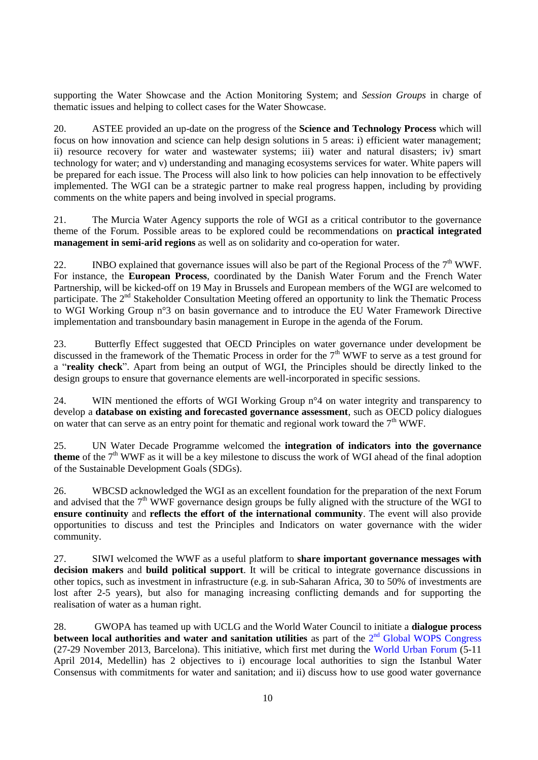supporting the Water Showcase and the Action Monitoring System; and *Session Groups* in charge of thematic issues and helping to collect cases for the Water Showcase.

20. ASTEE provided an up-date on the progress of the **Science and Technology Process** which will focus on how innovation and science can help design solutions in 5 areas: i) efficient water management; ii) resource recovery for water and wastewater systems; iii) water and natural disasters; iv) smart technology for water; and v) understanding and managing ecosystems services for water. White papers will be prepared for each issue. The Process will also link to how policies can help innovation to be effectively implemented. The WGI can be a strategic partner to make real progress happen, including by providing comments on the white papers and being involved in special programs.

21. The Murcia Water Agency supports the role of WGI as a critical contributor to the governance theme of the Forum. Possible areas to be explored could be recommendations on **practical integrated management in semi-arid regions** as well as on solidarity and co-operation for water.

22. INBO explained that governance issues will also be part of the Regional Process of the 7th WWF. For instance, the **European Process**, coordinated by the Danish Water Forum and the French Water Partnership, will be kicked-off on 19 May in Brussels and European members of the WGI are welcomed to participate. The 2nd Stakeholder Consultation Meeting offered an opportunity to link the Thematic Process to WGI Working Group n°3 on basin governance and to introduce the EU Water Framework Directive implementation and transboundary basin management in Europe in the agenda of the Forum.

23. Butterfly Effect suggested that OECD Principles on water governance under development be discussed in the framework of the Thematic Process in order for the 7th WWF to serve as a test ground for a "**reality check**". Apart from being an output of WGI, the Principles should be directly linked to the design groups to ensure that governance elements are well-incorporated in specific sessions.

24. WIN mentioned the efforts of WGI Working Group n°4 on water integrity and transparency to develop a **database on existing and forecasted governance assessment**, such as OECD policy dialogues on water that can serve as an entry point for thematic and regional work toward the 7th WWF.

25. UN Water Decade Programme welcomed the **integration of indicators into the governance theme** of the 7th WWF as it will be a key milestone to discuss the work of WGI ahead of the final adoption of the Sustainable Development Goals (SDGs).

26. WBCSD acknowledged the WGI as an excellent foundation for the preparation of the next Forum and advised that the 7th WWF governance design groups be fully aligned with the structure of the WGI to **ensure continuity** and **reflects the effort of the international community**. The event will also provide opportunities to discuss and test the Principles and Indicators on water governance with the wider community.

27. SIWI welcomed the WWF as a useful platform to **share important governance messages with decision makers** and **build political support**. It will be critical to integrate governance discussions in other topics, such as investment in infrastructure (e.g. in sub-Saharan Africa, 30 to 50% of investments are lost after 2-5 years), but also for managing increasing conflicting demands and for supporting the realisation of water as a human right.

28. GWOPA has teamed up with UCLG and the World Water Council to initiate a **dialogue process between local authorities and water and sanitation utilities** as part of the 2nd Global WOPS Congress (27-29 November 2013, Barcelona). This initiative, which first met during the World Urban Forum (5-11 April 2014, Medellin) has 2 objectives to i) encourage local authorities to sign the Istanbul Water Consensus with commitments for water and sanitation; and ii) discuss how to use good water governance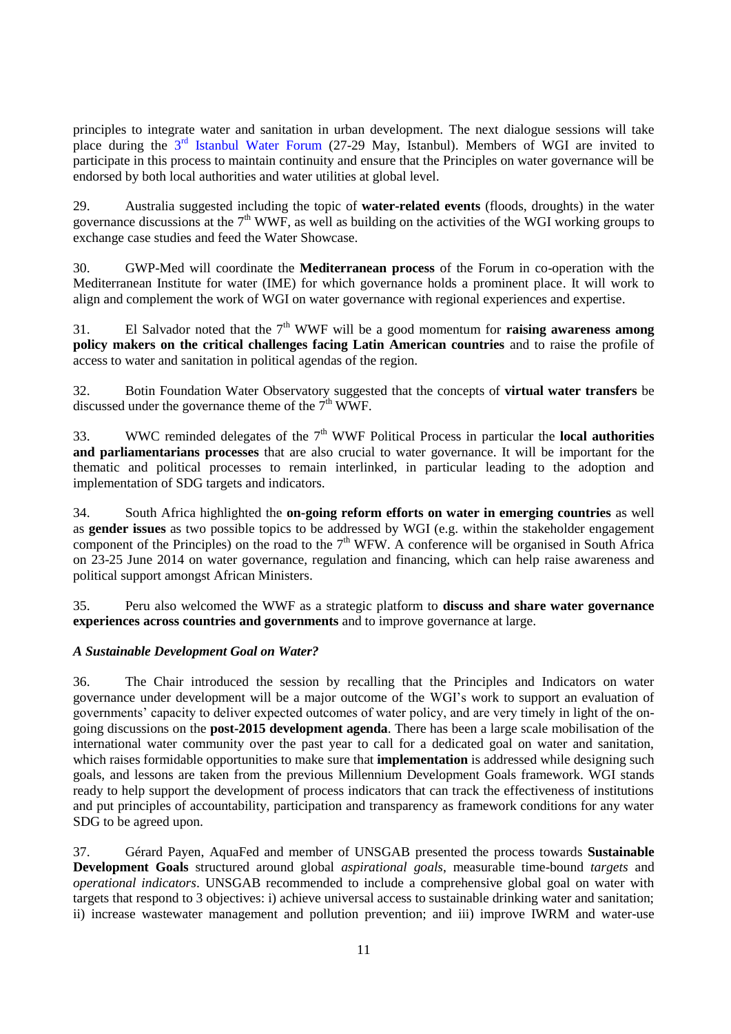principles to integrate water and sanitation in urban development. The next dialogue sessions will take place during the 3rd Istanbul Water Forum (27-29 May, Istanbul). Members of WGI are invited to participate in this process to maintain continuity and ensure that the Principles on water governance will be endorsed by both local authorities and water utilities at global level.

29. Australia suggested including the topic of **water-related events** (floods, droughts) in the water governance discussions at the 7th WWF, as well as building on the activities of the WGI working groups to exchange case studies and feed the Water Showcase.

30. GWP-Med will coordinate the **Mediterranean process** of the Forum in co-operation with the Mediterranean Institute for water (IME) for which governance holds a prominent place. It will work to align and complement the work of WGI on water governance with regional experiences and expertise.

31. El Salvador noted that the 7th WWF will be a good momentum for **raising awareness among policy makers on the critical challenges facing Latin American countries** and to raise the profile of access to water and sanitation in political agendas of the region.

32. Botin Foundation Water Observatory suggested that the concepts of **virtual water transfers** be discussed under the governance theme of the 7th WWF.

33. WWC reminded delegates of the 7th WWF Political Process in particular the **local authorities and parliamentarians processes** that are also crucial to water governance. It will be important for the thematic and political processes to remain interlinked, in particular leading to the adoption and implementation of SDG targets and indicators.

34. South Africa highlighted the **on-going reform efforts on water in emerging countries** as well as **gender issues** as two possible topics to be addressed by WGI (e.g. within the stakeholder engagement component of the Principles) on the road to the 7th WFW. A conference will be organised in South Africa on 23-25 June 2014 on water governance, regulation and financing, which can help raise awareness and political support amongst African Ministers.

35. Peru also welcomed the WWF as a strategic platform to **discuss and share water governance experiences across countries and governments** and to improve governance at large.

***A Sustainable Development Goal on Water?***

36. The Chair introduced the session by recalling that the Principles and Indicators on water governance under development will be a major outcome of the WGI's work to support an evaluation of governments' capacity to deliver expected outcomes of water policy, and are very timely in light of the on-going discussions on the **post-2015 development agenda**. There has been a large scale mobilisation of the international water community over the past year to call for a dedicated goal on water and sanitation, which raises formidable opportunities to make sure that **implementation** is addressed while designing such goals, and lessons are taken from the previous Millennium Development Goals framework. WGI stands ready to help support the development of process indicators that can track the effectiveness of institutions and put principles of accountability, participation and transparency as framework conditions for any water SDG to be agreed upon.

37. Gérard Payen, AquaFed and member of UNSGAB presented the process towards **Sustainable Development Goals** structured around global *aspirational goals*, measurable time-bound *targets* and *operational indicators*. UNSGAB recommended to include a comprehensive global goal on water with targets that respond to 3 objectives: i) achieve universal access to sustainable drinking water and sanitation; ii) increase wastewater management and pollution prevention; and iii) improve IWRM and water-use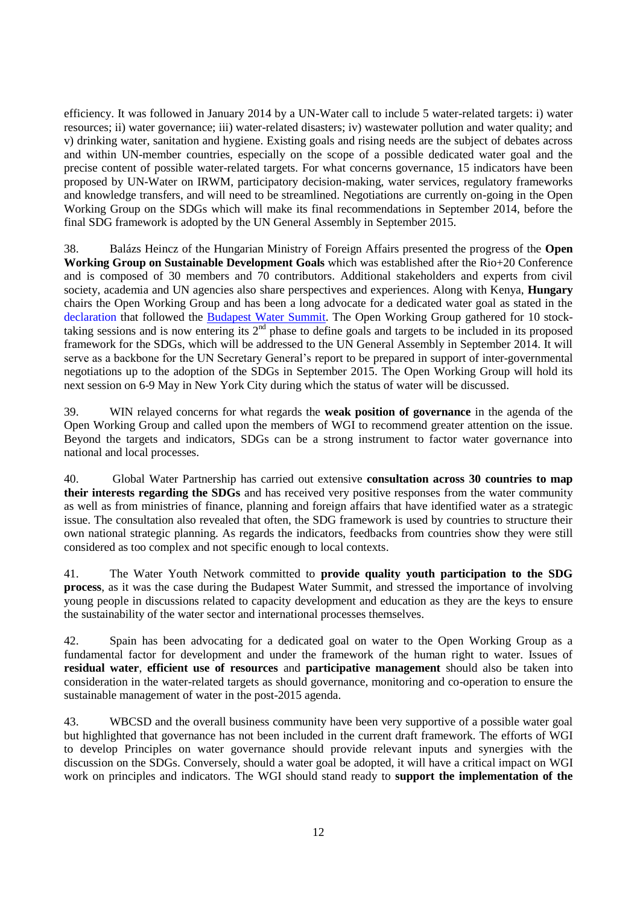efficiency. It was followed in January 2014 by a UN-Water call to include 5 water-related targets: i) water resources; ii) water governance; iii) water-related disasters; iv) wastewater pollution and water quality; and v) drinking water, sanitation and hygiene. Existing goals and rising needs are the subject of debates across and within UN-member countries, especially on the scope of a possible dedicated water goal and the precise content of possible water-related targets. For what concerns governance, 15 indicators have been proposed by UN-Water on IRWM, participatory decision-making, water services, regulatory frameworks and knowledge transfers, and will need to be streamlined. Negotiations are currently on-going in the Open Working Group on the SDGs which will make its final recommendations in September 2014, before the final SDG framework is adopted by the UN General Assembly in September 2015.

38. Balázs Heincz of the Hungarian Ministry of Foreign Affairs presented the progress of the **Open Working Group on Sustainable Development Goals** which was established after the Rio+20 Conference and is composed of 30 members and 70 contributors. Additional stakeholders and experts from civil society, academia and UN agencies also share perspectives and experiences. Along with Kenya, **Hungary** chairs the Open Working Group and has been a long advocate for a dedicated water goal as stated in the declaration that followed the Budapest Water Summit. The Open Working Group gathered for 10 stock-taking sessions and is now entering its 2nd phase to define goals and targets to be included in its proposed framework for the SDGs, which will be addressed to the UN General Assembly in September 2014. It will serve as a backbone for the UN Secretary General's report to be prepared in support of inter-governmental negotiations up to the adoption of the SDGs in September 2015. The Open Working Group will hold its next session on 6-9 May in New York City during which the status of water will be discussed.

39. WIN relayed concerns for what regards the **weak position of governance** in the agenda of the Open Working Group and called upon the members of WGI to recommend greater attention on the issue. Beyond the targets and indicators, SDGs can be a strong instrument to factor water governance into national and local processes.

40. Global Water Partnership has carried out extensive **consultation across 30 countries to map their interests regarding the SDGs** and has received very positive responses from the water community as well as from ministries of finance, planning and foreign affairs that have identified water as a strategic issue. The consultation also revealed that often, the SDG framework is used by countries to structure their own national strategic planning. As regards the indicators, feedbacks from countries show they were still considered as too complex and not specific enough to local contexts.

41. The Water Youth Network committed to **provide quality youth participation to the SDG process**, as it was the case during the Budapest Water Summit, and stressed the importance of involving young people in discussions related to capacity development and education as they are the keys to ensure the sustainability of the water sector and international processes themselves.

42. Spain has been advocating for a dedicated goal on water to the Open Working Group as a fundamental factor for development and under the framework of the human right to water. Issues of **residual water**, **efficient use of resources** and **participative management** should also be taken into consideration in the water-related targets as should governance, monitoring and co-operation to ensure the sustainable management of water in the post-2015 agenda.

43. WBCSD and the overall business community have been very supportive of a possible water goal but highlighted that governance has not been included in the current draft framework. The efforts of WGI to develop Principles on water governance should provide relevant inputs and synergies with the discussion on the SDGs. Conversely, should a water goal be adopted, it will have a critical impact on WGI work on principles and indicators. The WGI should stand ready to **support the implementation of the**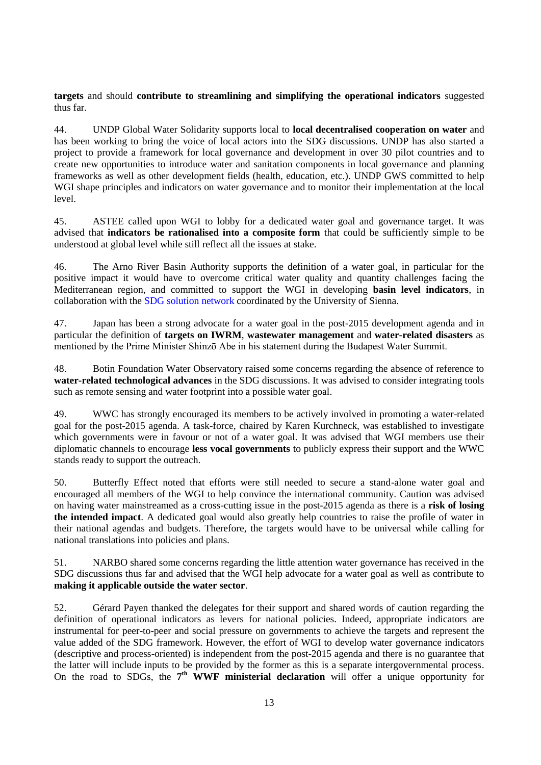**targets** and should **contribute to streamlining and simplifying the operational indicators** suggested thus far.

44. UNDP Global Water Solidarity supports local to **local decentralised cooperation on water** and has been working to bring the voice of local actors into the SDG discussions. UNDP has also started a project to provide a framework for local governance and development in over 30 pilot countries and to create new opportunities to introduce water and sanitation components in local governance and planning frameworks as well as other development fields (health, education, etc.). UNDP GWS committed to help WGI shape principles and indicators on water governance and to monitor their implementation at the local level.

45. ASTEE called upon WGI to lobby for a dedicated water goal and governance target. It was advised that **indicators be rationalised into a composite form** that could be sufficiently simple to be understood at global level while still reflect all the issues at stake.

46. The Arno River Basin Authority supports the definition of a water goal, in particular for the positive impact it would have to overcome critical water quality and quantity challenges facing the Mediterranean region, and committed to support the WGI in developing **basin level indicators**, in collaboration with the SDG solution network coordinated by the University of Sienna.

47. Japan has been a strong advocate for a water goal in the post-2015 development agenda and in particular the definition of **targets on IWRM**, **wastewater management** and **water-related disasters** as mentioned by the Prime Minister Shinzō Abe in his statement during the Budapest Water Summit.

48. Botin Foundation Water Observatory raised some concerns regarding the absence of reference to **water-related technological advances** in the SDG discussions. It was advised to consider integrating tools such as remote sensing and water footprint into a possible water goal.

49. WWC has strongly encouraged its members to be actively involved in promoting a water-related goal for the post-2015 agenda. A task-force, chaired by Karen Kurchneck, was established to investigate which governments were in favour or not of a water goal. It was advised that WGI members use their diplomatic channels to encourage **less vocal governments** to publicly express their support and the WWC stands ready to support the outreach.

50. Butterfly Effect noted that efforts were still needed to secure a stand-alone water goal and encouraged all members of the WGI to help convince the international community. Caution was advised on having water mainstreamed as a cross-cutting issue in the post-2015 agenda as there is a **risk of losing the intended impact**. A dedicated goal would also greatly help countries to raise the profile of water in their national agendas and budgets. Therefore, the targets would have to be universal while calling for national translations into policies and plans.

51. NARBO shared some concerns regarding the little attention water governance has received in the SDG discussions thus far and advised that the WGI help advocate for a water goal as well as contribute to **making it applicable outside the water sector**.

52. Gérard Payen thanked the delegates for their support and shared words of caution regarding the definition of operational indicators as levers for national policies. Indeed, appropriate indicators are instrumental for peer-to-peer and social pressure on governments to achieve the targets and represent the value added of the SDG framework. However, the effort of WGI to develop water governance indicators (descriptive and process-oriented) is independent from the post-2015 agenda and there is no guarantee that the latter will include inputs to be provided by the former as this is a separate intergovernmental process. On the road to SDGs, the **7th WWF ministerial declaration** will offer a unique opportunity for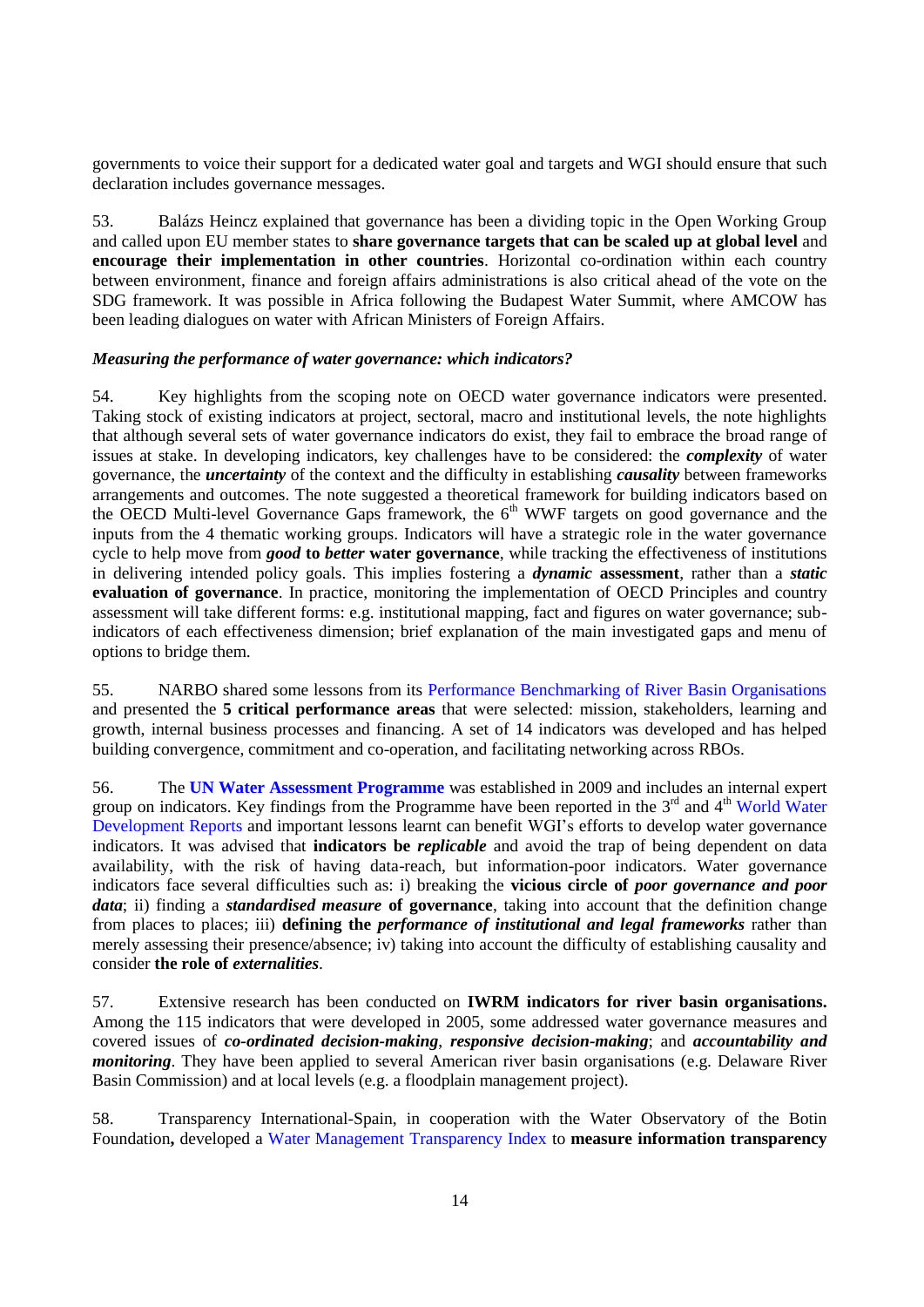governments to voice their support for a dedicated water goal and targets and WGI should ensure that such declaration includes governance messages.

53. Balázs Heincz explained that governance has been a dividing topic in the Open Working Group and called upon EU member states to **share governance targets that can be scaled up at global level** and **encourage their implementation in other countries**. Horizontal co-ordination within each country between environment, finance and foreign affairs administrations is also critical ahead of the vote on the SDG framework. It was possible in Africa following the Budapest Water Summit, where AMCOW has been leading dialogues on water with African Ministers of Foreign Affairs.

***Measuring the performance of water governance: which indicators?***

54. Key highlights from the scoping note on OECD water governance indicators were presented. Taking stock of existing indicators at project, sectoral, macro and institutional levels, the note highlights that although several sets of water governance indicators do exist, they fail to embrace the broad range of issues at stake. In developing indicators, key challenges have to be considered: the ***complexity*** of water governance, the ***uncertainty*** of the context and the difficulty in establishing ***causality*** between frameworks arrangements and outcomes. The note suggested a theoretical framework for building indicators based on the OECD Multi-level Governance Gaps framework, the 6th WWF targets on good governance and the inputs from the 4 thematic working groups. Indicators will have a strategic role in the water governance cycle to help move from ***good* to *better* water governance**, while tracking the effectiveness of institutions in delivering intended policy goals. This implies fostering a ***dynamic* assessment**, rather than a ***static* evaluation of governance**. In practice, monitoring the implementation of OECD Principles and country assessment will take different forms: e.g. institutional mapping, fact and figures on water governance; sub-indicators of each effectiveness dimension; brief explanation of the main investigated gaps and menu of options to bridge them.

55. NARBO shared some lessons from its Performance Benchmarking of River Basin Organisations and presented the **5 critical performance areas** that were selected: mission, stakeholders, learning and growth, internal business processes and financing. A set of 14 indicators was developed and has helped building convergence, commitment and co-operation, and facilitating networking across RBOs.

56. The **UN Water Assessment Programme** was established in 2009 and includes an internal expert group on indicators. Key findings from the Programme have been reported in the 3rd and 4th World Water Development Reports and important lessons learnt can benefit WGI's efforts to develop water governance indicators. It was advised that **indicators be *replicable*** and avoid the trap of being dependent on data availability, with the risk of having data-reach, but information-poor indicators. Water governance indicators face several difficulties such as: i) breaking the **vicious circle of *poor governance and poor data***; ii) finding a ***standardised measure* of governance**, taking into account that the definition change from places to places; iii) **defining the *performance of institutional and legal frameworks*** rather than merely assessing their presence/absence; iv) taking into account the difficulty of establishing causality and consider **the role of *externalities***.

57. Extensive research has been conducted on **IWRM indicators for river basin organisations.** Among the 115 indicators that were developed in 2005, some addressed water governance measures and covered issues of ***co-ordinated decision-making***, ***responsive decision-making***; and ***accountability and monitoring***. They have been applied to several American river basin organisations (e.g. Delaware River Basin Commission) and at local levels (e.g. a floodplain management project).

58. Transparency International-Spain, in cooperation with the Water Observatory of the Botin Foundation**,** developed a Water Management Transparency Index to **measure information transparency**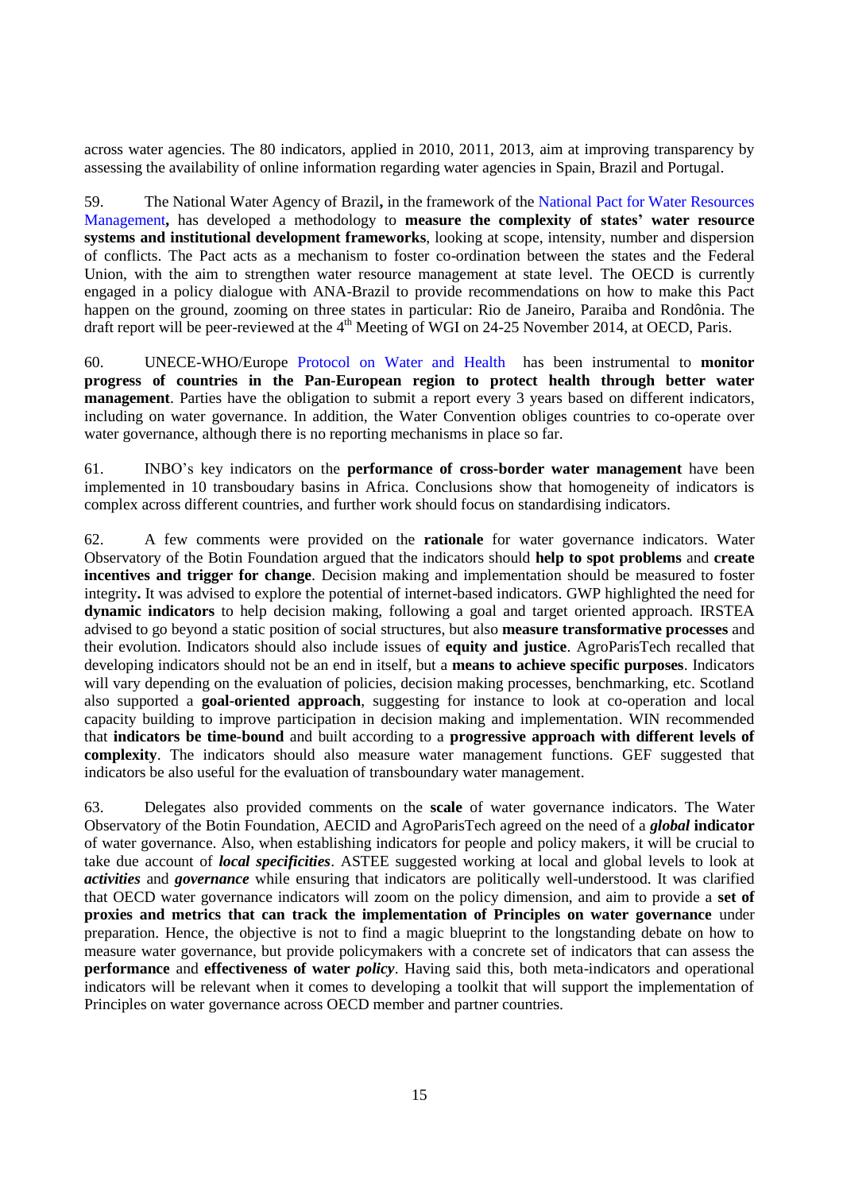across water agencies. The 80 indicators, applied in 2010, 2011, 2013, aim at improving transparency by assessing the availability of online information regarding water agencies in Spain, Brazil and Portugal.

59. The National Water Agency of Brazil**,** in the framework of the National Pact for Water Resources Management**,** has developed a methodology to **measure the complexity of states' water resource systems and institutional development frameworks**, looking at scope, intensity, number and dispersion of conflicts. The Pact acts as a mechanism to foster co-ordination between the states and the Federal Union, with the aim to strengthen water resource management at state level. The OECD is currently engaged in a policy dialogue with ANA-Brazil to provide recommendations on how to make this Pact happen on the ground, zooming on three states in particular: Rio de Janeiro, Paraiba and Rondônia. The draft report will be peer-reviewed at the 4th Meeting of WGI on 24-25 November 2014, at OECD, Paris.

60. UNECE-WHO/Europe Protocol on Water and Health has been instrumental to **monitor progress of countries in the Pan-European region to protect health through better water management**. Parties have the obligation to submit a report every 3 years based on different indicators, including on water governance. In addition, the Water Convention obliges countries to co-operate over water governance, although there is no reporting mechanisms in place so far.

61. INBO's key indicators on the **performance of cross-border water management** have been implemented in 10 transboudary basins in Africa. Conclusions show that homogeneity of indicators is complex across different countries, and further work should focus on standardising indicators.

62. A few comments were provided on the **rationale** for water governance indicators. Water Observatory of the Botin Foundation argued that the indicators should **help to spot problems** and **create incentives and trigger for change**. Decision making and implementation should be measured to foster integrity**.** It was advised to explore the potential of internet-based indicators. GWP highlighted the need for **dynamic indicators** to help decision making, following a goal and target oriented approach. IRSTEA advised to go beyond a static position of social structures, but also **measure transformative processes** and their evolution. Indicators should also include issues of **equity and justice**. AgroParisTech recalled that developing indicators should not be an end in itself, but a **means to achieve specific purposes**. Indicators will vary depending on the evaluation of policies, decision making processes, benchmarking, etc. Scotland also supported a **goal-oriented approach**, suggesting for instance to look at co-operation and local capacity building to improve participation in decision making and implementation. WIN recommended that **indicators be time-bound** and built according to a **progressive approach with different levels of complexity**. The indicators should also measure water management functions. GEF suggested that indicators be also useful for the evaluation of transboundary water management.

63. Delegates also provided comments on the **scale** of water governance indicators. The Water Observatory of the Botin Foundation, AECID and AgroParisTech agreed on the need of a ***global*** **indicator** of water governance. Also, when establishing indicators for people and policy makers, it will be crucial to take due account of ***local specificities***. ASTEE suggested working at local and global levels to look at ***activities*** and ***governance*** while ensuring that indicators are politically well-understood. It was clarified that OECD water governance indicators will zoom on the policy dimension, and aim to provide a **set of proxies and metrics that can track the implementation of Principles on water governance** under preparation. Hence, the objective is not to find a magic blueprint to the longstanding debate on how to measure water governance, but provide policymakers with a concrete set of indicators that can assess the **performance** and **effectiveness of water *policy***. Having said this, both meta-indicators and operational indicators will be relevant when it comes to developing a toolkit that will support the implementation of Principles on water governance across OECD member and partner countries.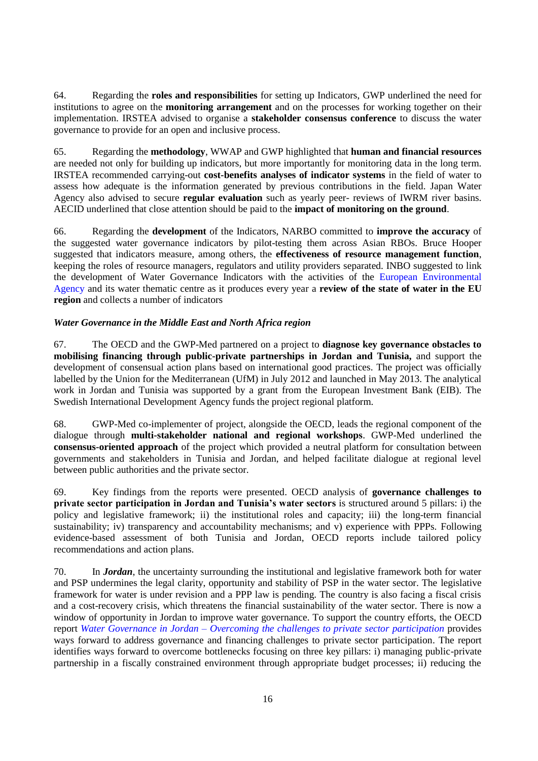64. Regarding the **roles and responsibilities** for setting up Indicators, GWP underlined the need for institutions to agree on the **monitoring arrangement** and on the processes for working together on their implementation. IRSTEA advised to organise a **stakeholder consensus conference** to discuss the water governance to provide for an open and inclusive process.

65. Regarding the **methodology**, WWAP and GWP highlighted that **human and financial resources** are needed not only for building up indicators, but more importantly for monitoring data in the long term. IRSTEA recommended carrying-out **cost-benefits analyses of indicator systems** in the field of water to assess how adequate is the information generated by previous contributions in the field. Japan Water Agency also advised to secure **regular evaluation** such as yearly peer- reviews of IWRM river basins. AECID underlined that close attention should be paid to the **impact of monitoring on the ground**.

66. Regarding the **development** of the Indicators, NARBO committed to **improve the accuracy** of the suggested water governance indicators by pilot-testing them across Asian RBOs. Bruce Hooper suggested that indicators measure, among others, the **effectiveness of resource management function**, keeping the roles of resource managers, regulators and utility providers separated. INBO suggested to link the development of Water Governance Indicators with the activities of the European Environmental Agency and its water thematic centre as it produces every year a **review of the state of water in the EU region** and collects a number of indicators

### *Water Governance in the Middle East and North Africa region*

67. The OECD and the GWP-Med partnered on a project to **diagnose key governance obstacles to mobilising financing through public-private partnerships in Jordan and Tunisia,** and support the development of consensual action plans based on international good practices. The project was officially labelled by the Union for the Mediterranean (UfM) in July 2012 and launched in May 2013. The analytical work in Jordan and Tunisia was supported by a grant from the European Investment Bank (EIB). The Swedish International Development Agency funds the project regional platform.

68. GWP-Med co-implementer of project, alongside the OECD, leads the regional component of the dialogue through **multi-stakeholder national and regional workshops**. GWP-Med underlined the **consensus-oriented approach** of the project which provided a neutral platform for consultation between governments and stakeholders in Tunisia and Jordan, and helped facilitate dialogue at regional level between public authorities and the private sector.

69. Key findings from the reports were presented. OECD analysis of **governance challenges to private sector participation in Jordan and Tunisia's water sectors** is structured around 5 pillars: i) the policy and legislative framework; ii) the institutional roles and capacity; iii) the long-term financial sustainability; iv) transparency and accountability mechanisms; and v) experience with PPPs. Following evidence-based assessment of both Tunisia and Jordan, OECD reports include tailored policy recommendations and action plans.

70. In ***Jordan***, the uncertainty surrounding the institutional and legislative framework both for water and PSP undermines the legal clarity, opportunity and stability of PSP in the water sector. The legislative framework for water is under revision and a PPP law is pending. The country is also facing a fiscal crisis and a cost-recovery crisis, which threatens the financial sustainability of the water sector. There is now a window of opportunity in Jordan to improve water governance. To support the country efforts, the OECD report *Water Governance in Jordan – Overcoming the challenges to private sector participation* provides ways forward to address governance and financing challenges to private sector participation. The report identifies ways forward to overcome bottlenecks focusing on three key pillars: i) managing public-private partnership in a fiscally constrained environment through appropriate budget processes; ii) reducing the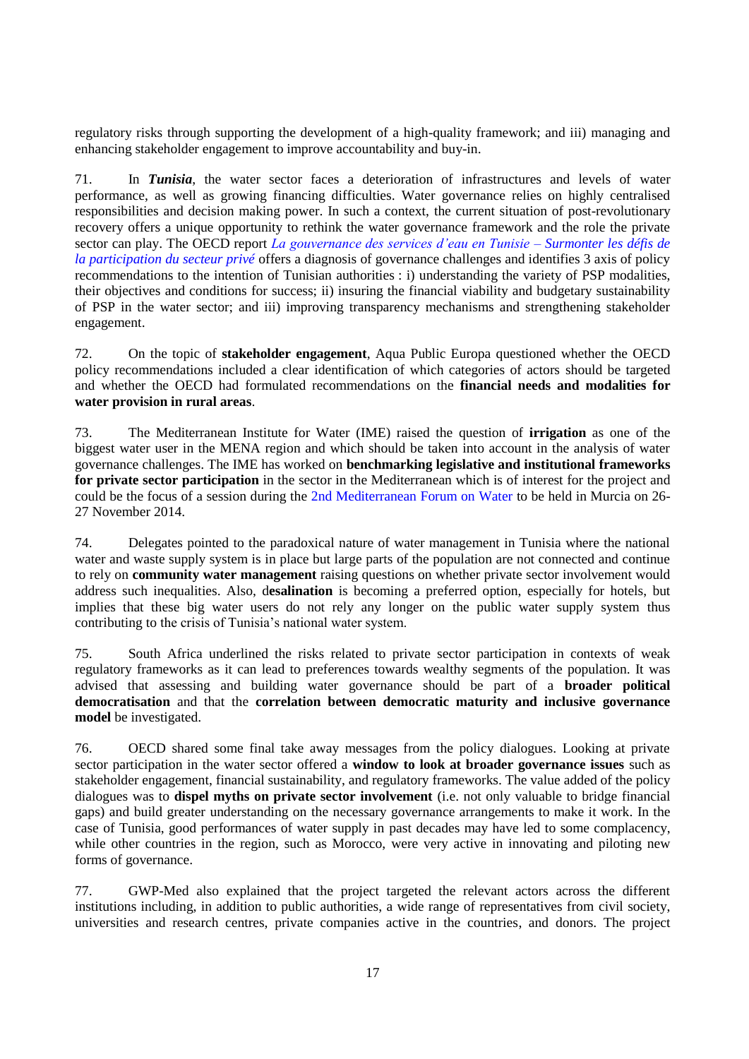regulatory risks through supporting the development of a high-quality framework; and iii) managing and enhancing stakeholder engagement to improve accountability and buy-in.

71. In ***Tunisia***, the water sector faces a deterioration of infrastructures and levels of water performance, as well as growing financing difficulties. Water governance relies on highly centralised responsibilities and decision making power. In such a context, the current situation of post-revolutionary recovery offers a unique opportunity to rethink the water governance framework and the role the private sector can play. The OECD report *La gouvernance des services d'eau en Tunisie – Surmonter les défis de la participation du secteur privé* offers a diagnosis of governance challenges and identifies 3 axis of policy recommendations to the intention of Tunisian authorities : i) understanding the variety of PSP modalities, their objectives and conditions for success; ii) insuring the financial viability and budgetary sustainability of PSP in the water sector; and iii) improving transparency mechanisms and strengthening stakeholder engagement.

72. On the topic of **stakeholder engagement**, Aqua Public Europa questioned whether the OECD policy recommendations included a clear identification of which categories of actors should be targeted and whether the OECD had formulated recommendations on the **financial needs and modalities for water provision in rural areas**.

73. The Mediterranean Institute for Water (IME) raised the question of **irrigation** as one of the biggest water user in the MENA region and which should be taken into account in the analysis of water governance challenges. The IME has worked on **benchmarking legislative and institutional frameworks for private sector participation** in the sector in the Mediterranean which is of interest for the project and could be the focus of a session during the 2nd Mediterranean Forum on Water to be held in Murcia on 26-27 November 2014.

74. Delegates pointed to the paradoxical nature of water management in Tunisia where the national water and waste supply system is in place but large parts of the population are not connected and continue to rely on **community water management** raising questions on whether private sector involvement would address such inequalities. Also, d**esalination** is becoming a preferred option, especially for hotels, but implies that these big water users do not rely any longer on the public water supply system thus contributing to the crisis of Tunisia's national water system.

75. South Africa underlined the risks related to private sector participation in contexts of weak regulatory frameworks as it can lead to preferences towards wealthy segments of the population. It was advised that assessing and building water governance should be part of a **broader political democratisation** and that the **correlation between democratic maturity and inclusive governance model** be investigated.

76. OECD shared some final take away messages from the policy dialogues. Looking at private sector participation in the water sector offered a **window to look at broader governance issues** such as stakeholder engagement, financial sustainability, and regulatory frameworks. The value added of the policy dialogues was to **dispel myths on private sector involvement** (i.e. not only valuable to bridge financial gaps) and build greater understanding on the necessary governance arrangements to make it work. In the case of Tunisia, good performances of water supply in past decades may have led to some complacency, while other countries in the region, such as Morocco, were very active in innovating and piloting new forms of governance.

77. GWP-Med also explained that the project targeted the relevant actors across the different institutions including, in addition to public authorities, a wide range of representatives from civil society, universities and research centres, private companies active in the countries, and donors. The project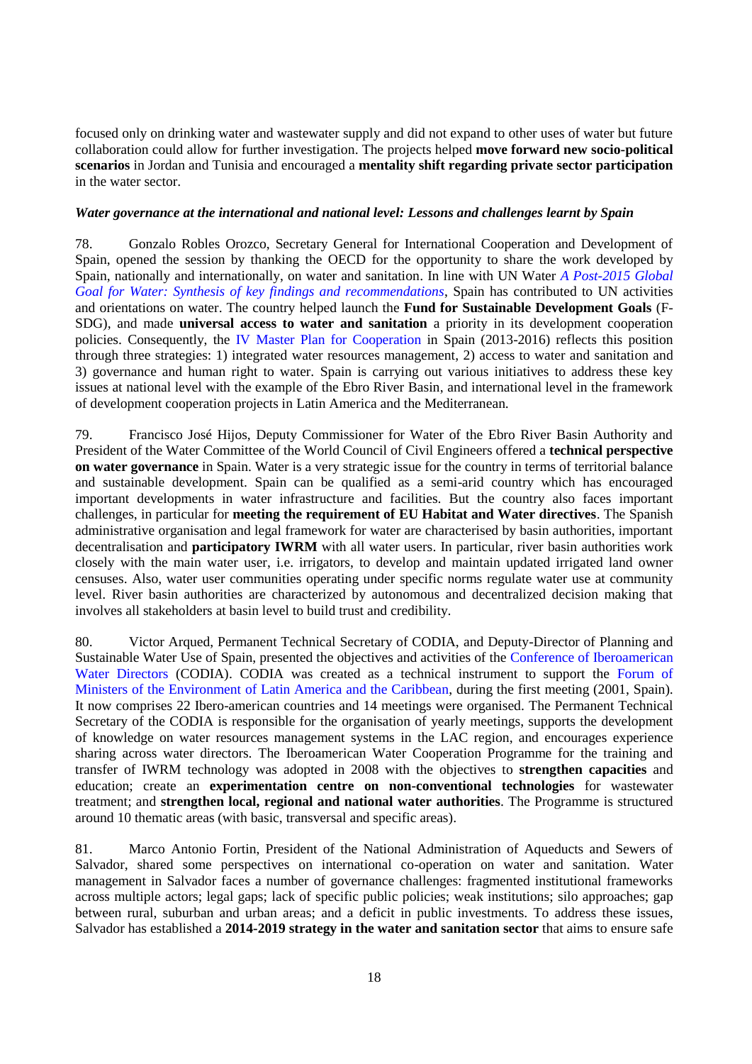focused only on drinking water and wastewater supply and did not expand to other uses of water but future collaboration could allow for further investigation. The projects helped **move forward new socio-political scenarios** in Jordan and Tunisia and encouraged a **mentality shift regarding private sector participation** in the water sector.

***Water governance at the international and national level: Lessons and challenges learnt by Spain***

78. Gonzalo Robles Orozco, Secretary General for International Cooperation and Development of Spain, opened the session by thanking the OECD for the opportunity to share the work developed by Spain, nationally and internationally, on water and sanitation. In line with UN Water *A Post-2015 Global Goal for Water: Synthesis of key findings and recommendations*, Spain has contributed to UN activities and orientations on water. The country helped launch the **Fund for Sustainable Development Goals** (F-SDG), and made **universal access to water and sanitation** a priority in its development cooperation policies. Consequently, the IV Master Plan for Cooperation in Spain (2013-2016) reflects this position through three strategies: 1) integrated water resources management, 2) access to water and sanitation and 3) governance and human right to water. Spain is carrying out various initiatives to address these key issues at national level with the example of the Ebro River Basin, and international level in the framework of development cooperation projects in Latin America and the Mediterranean.

79. Francisco José Hijos, Deputy Commissioner for Water of the Ebro River Basin Authority and President of the Water Committee of the World Council of Civil Engineers offered a **technical perspective on water governance** in Spain. Water is a very strategic issue for the country in terms of territorial balance and sustainable development. Spain can be qualified as a semi-arid country which has encouraged important developments in water infrastructure and facilities. But the country also faces important challenges, in particular for **meeting the requirement of EU Habitat and Water directives**. The Spanish administrative organisation and legal framework for water are characterised by basin authorities, important decentralisation and **participatory IWRM** with all water users. In particular, river basin authorities work closely with the main water user, i.e. irrigators, to develop and maintain updated irrigated land owner censuses. Also, water user communities operating under specific norms regulate water use at community level. River basin authorities are characterized by autonomous and decentralized decision making that involves all stakeholders at basin level to build trust and credibility.

80. Victor Arqued, Permanent Technical Secretary of CODIA, and Deputy-Director of Planning and Sustainable Water Use of Spain, presented the objectives and activities of the Conference of Iberoamerican Water Directors (CODIA). CODIA was created as a technical instrument to support the Forum of Ministers of the Environment of Latin America and the Caribbean, during the first meeting (2001, Spain). It now comprises 22 Ibero-american countries and 14 meetings were organised. The Permanent Technical Secretary of the CODIA is responsible for the organisation of yearly meetings, supports the development of knowledge on water resources management systems in the LAC region, and encourages experience sharing across water directors. The Iberoamerican Water Cooperation Programme for the training and transfer of IWRM technology was adopted in 2008 with the objectives to **strengthen capacities** and education; create an **experimentation centre on non-conventional technologies** for wastewater treatment; and **strengthen local, regional and national water authorities**. The Programme is structured around 10 thematic areas (with basic, transversal and specific areas).

81. Marco Antonio Fortin, President of the National Administration of Aqueducts and Sewers of Salvador, shared some perspectives on international co-operation on water and sanitation. Water management in Salvador faces a number of governance challenges: fragmented institutional frameworks across multiple actors; legal gaps; lack of specific public policies; weak institutions; silo approaches; gap between rural, suburban and urban areas; and a deficit in public investments. To address these issues, Salvador has established a **2014-2019 strategy in the water and sanitation sector** that aims to ensure safe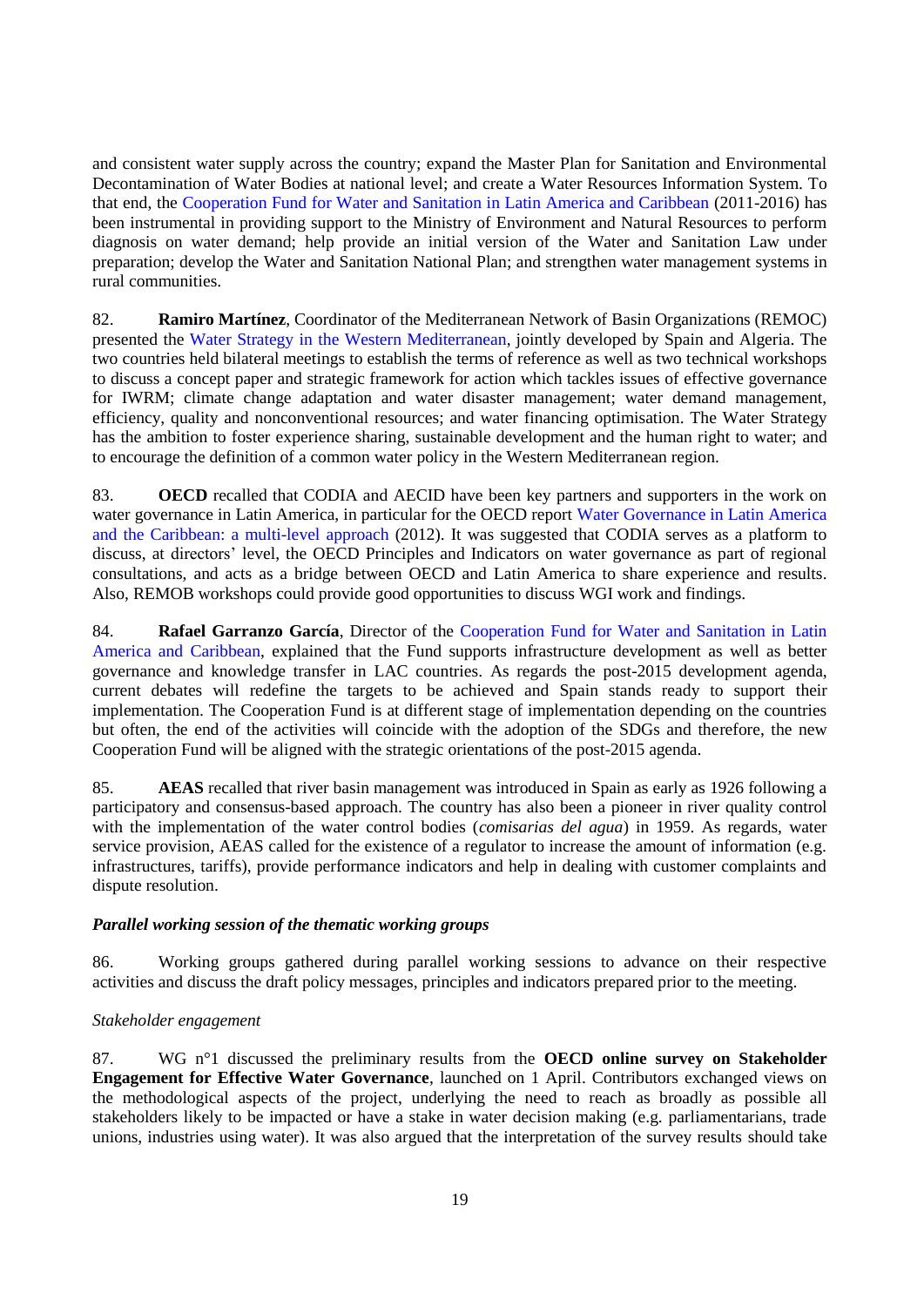and consistent water supply across the country; expand the Master Plan for Sanitation and Environmental Decontamination of Water Bodies at national level; and create a Water Resources Information System. To that end, the Cooperation Fund for Water and Sanitation in Latin America and Caribbean (2011-2016) has been instrumental in providing support to the Ministry of Environment and Natural Resources to perform diagnosis on water demand; help provide an initial version of the Water and Sanitation Law under preparation; develop the Water and Sanitation National Plan; and strengthen water management systems in rural communities.

82. **Ramiro Martínez**, Coordinator of the Mediterranean Network of Basin Organizations (REMOC) presented the Water Strategy in the Western Mediterranean, jointly developed by Spain and Algeria. The two countries held bilateral meetings to establish the terms of reference as well as two technical workshops to discuss a concept paper and strategic framework for action which tackles issues of effective governance for IWRM; climate change adaptation and water disaster management; water demand management, efficiency, quality and nonconventional resources; and water financing optimisation. The Water Strategy has the ambition to foster experience sharing, sustainable development and the human right to water; and to encourage the definition of a common water policy in the Western Mediterranean region.

83. **OECD** recalled that CODIA and AECID have been key partners and supporters in the work on water governance in Latin America, in particular for the OECD report Water Governance in Latin America and the Caribbean: a multi-level approach (2012). It was suggested that CODIA serves as a platform to discuss, at directors' level, the OECD Principles and Indicators on water governance as part of regional consultations, and acts as a bridge between OECD and Latin America to share experience and results. Also, REMOB workshops could provide good opportunities to discuss WGI work and findings.

84. **Rafael Garranzo García**, Director of the Cooperation Fund for Water and Sanitation in Latin America and Caribbean, explained that the Fund supports infrastructure development as well as better governance and knowledge transfer in LAC countries. As regards the post-2015 development agenda, current debates will redefine the targets to be achieved and Spain stands ready to support their implementation. The Cooperation Fund is at different stage of implementation depending on the countries but often, the end of the activities will coincide with the adoption of the SDGs and therefore, the new Cooperation Fund will be aligned with the strategic orientations of the post-2015 agenda.

85. **AEAS** recalled that river basin management was introduced in Spain as early as 1926 following a participatory and consensus-based approach. The country has also been a pioneer in river quality control with the implementation of the water control bodies (*comisarias del agua*) in 1959. As regards, water service provision, AEAS called for the existence of a regulator to increase the amount of information (e.g. infrastructures, tariffs), provide performance indicators and help in dealing with customer complaints and dispute resolution.

***Parallel working session of the thematic working groups***

86. Working groups gathered during parallel working sessions to advance on their respective activities and discuss the draft policy messages, principles and indicators prepared prior to the meeting.

*Stakeholder engagement*

87. WG n°1 discussed the preliminary results from the **OECD online survey on Stakeholder Engagement for Effective Water Governance**, launched on 1 April. Contributors exchanged views on the methodological aspects of the project, underlying the need to reach as broadly as possible all stakeholders likely to be impacted or have a stake in water decision making (e.g. parliamentarians, trade unions, industries using water). It was also argued that the interpretation of the survey results should take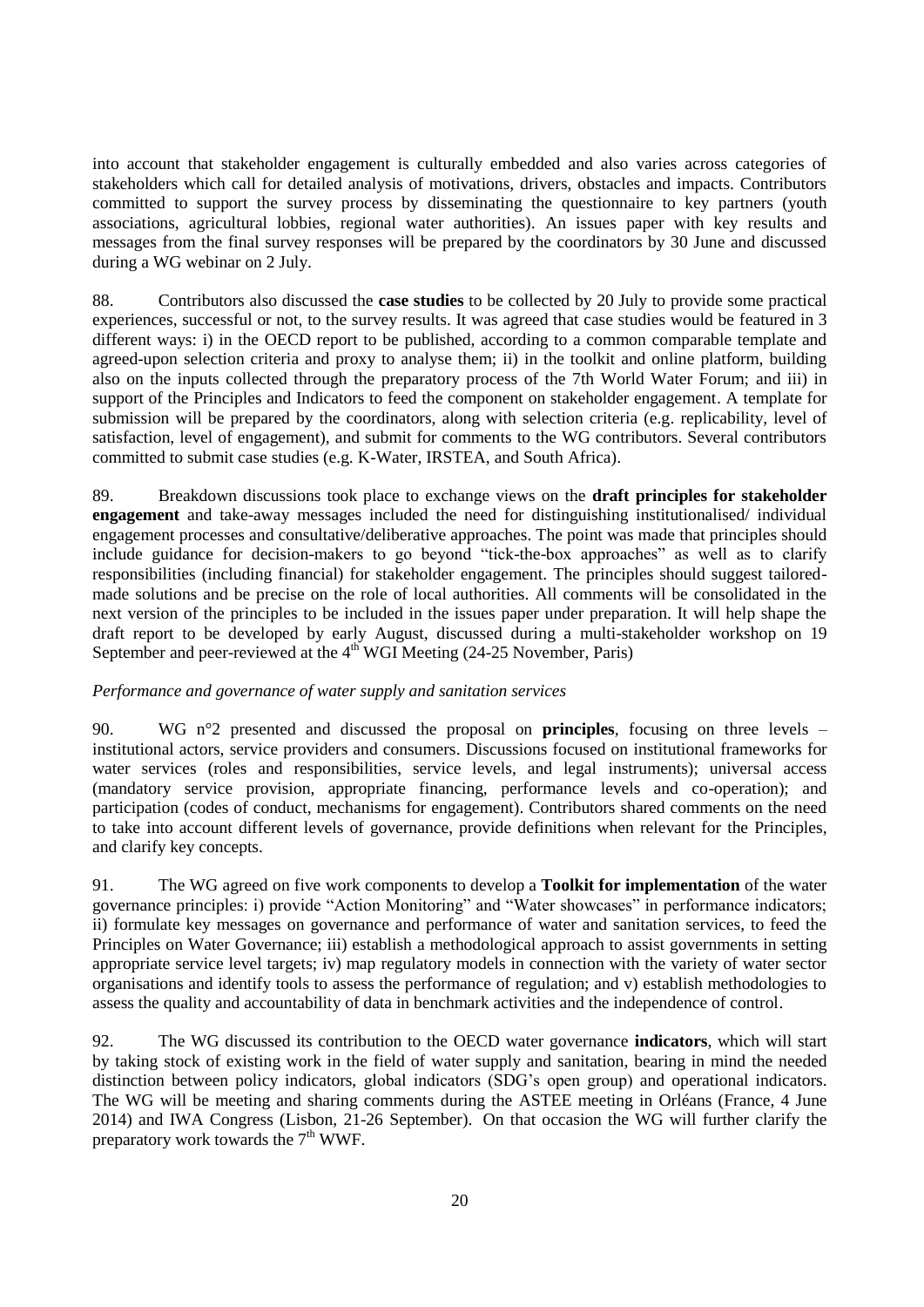into account that stakeholder engagement is culturally embedded and also varies across categories of stakeholders which call for detailed analysis of motivations, drivers, obstacles and impacts. Contributors committed to support the survey process by disseminating the questionnaire to key partners (youth associations, agricultural lobbies, regional water authorities). An issues paper with key results and messages from the final survey responses will be prepared by the coordinators by 30 June and discussed during a WG webinar on 2 July.

88. Contributors also discussed the **case studies** to be collected by 20 July to provide some practical experiences, successful or not, to the survey results. It was agreed that case studies would be featured in 3 different ways: i) in the OECD report to be published, according to a common comparable template and agreed-upon selection criteria and proxy to analyse them; ii) in the toolkit and online platform, building also on the inputs collected through the preparatory process of the 7th World Water Forum; and iii) in support of the Principles and Indicators to feed the component on stakeholder engagement. A template for submission will be prepared by the coordinators, along with selection criteria (e.g. replicability, level of satisfaction, level of engagement), and submit for comments to the WG contributors. Several contributors committed to submit case studies (e.g. K-Water, IRSTEA, and South Africa).

89. Breakdown discussions took place to exchange views on the **draft principles for stakeholder engagement** and take-away messages included the need for distinguishing institutionalised/ individual engagement processes and consultative/deliberative approaches. The point was made that principles should include guidance for decision-makers to go beyond "tick-the-box approaches" as well as to clarify responsibilities (including financial) for stakeholder engagement. The principles should suggest tailored-made solutions and be precise on the role of local authorities. All comments will be consolidated in the next version of the principles to be included in the issues paper under preparation. It will help shape the draft report to be developed by early August, discussed during a multi-stakeholder workshop on 19 September and peer-reviewed at the 4th WGI Meeting (24-25 November, Paris)

*Performance and governance of water supply and sanitation services*

90. WG n°2 presented and discussed the proposal on **principles**, focusing on three levels – institutional actors, service providers and consumers. Discussions focused on institutional frameworks for water services (roles and responsibilities, service levels, and legal instruments); universal access (mandatory service provision, appropriate financing, performance levels and co-operation); and participation (codes of conduct, mechanisms for engagement). Contributors shared comments on the need to take into account different levels of governance, provide definitions when relevant for the Principles, and clarify key concepts.

91. The WG agreed on five work components to develop a **Toolkit for implementation** of the water governance principles: i) provide "Action Monitoring" and "Water showcases" in performance indicators; ii) formulate key messages on governance and performance of water and sanitation services, to feed the Principles on Water Governance; iii) establish a methodological approach to assist governments in setting appropriate service level targets; iv) map regulatory models in connection with the variety of water sector organisations and identify tools to assess the performance of regulation; and v) establish methodologies to assess the quality and accountability of data in benchmark activities and the independence of control.

92. The WG discussed its contribution to the OECD water governance **indicators**, which will start by taking stock of existing work in the field of water supply and sanitation, bearing in mind the needed distinction between policy indicators, global indicators (SDG's open group) and operational indicators. The WG will be meeting and sharing comments during the ASTEE meeting in Orléans (France, 4 June 2014) and IWA Congress (Lisbon, 21-26 September). On that occasion the WG will further clarify the preparatory work towards the 7th WWF.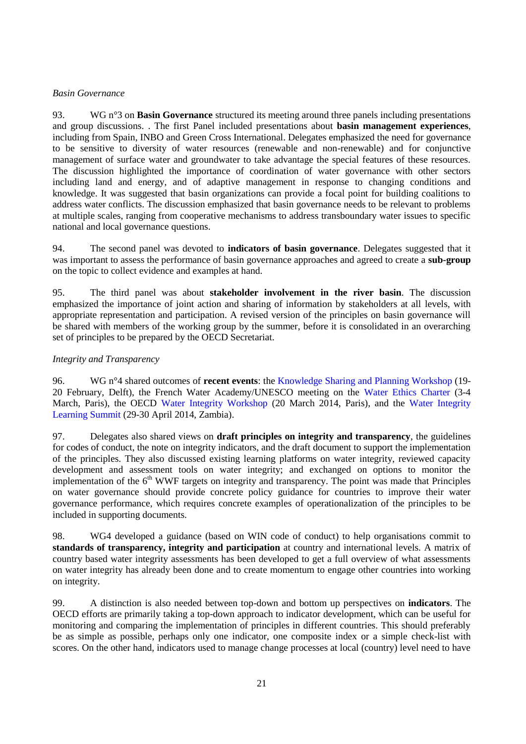*Basin Governance*

93. WG n°3 on **Basin Governance** structured its meeting around three panels including presentations and group discussions. . The first Panel included presentations about **basin management experiences**, including from Spain, INBO and Green Cross International. Delegates emphasized the need for governance to be sensitive to diversity of water resources (renewable and non-renewable) and for conjunctive management of surface water and groundwater to take advantage the special features of these resources. The discussion highlighted the importance of coordination of water governance with other sectors including land and energy, and of adaptive management in response to changing conditions and knowledge. It was suggested that basin organizations can provide a focal point for building coalitions to address water conflicts. The discussion emphasized that basin governance needs to be relevant to problems at multiple scales, ranging from cooperative mechanisms to address transboundary water issues to specific national and local governance questions.

94. The second panel was devoted to **indicators of basin governance**. Delegates suggested that it was important to assess the performance of basin governance approaches and agreed to create a **sub-group** on the topic to collect evidence and examples at hand.

95. The third panel was about **stakeholder involvement in the river basin**. The discussion emphasized the importance of joint action and sharing of information by stakeholders at all levels, with appropriate representation and participation. A revised version of the principles on basin governance will be shared with members of the working group by the summer, before it is consolidated in an overarching set of principles to be prepared by the OECD Secretariat.

*Integrity and Transparency*

96. WG n°4 shared outcomes of **recent events**: the Knowledge Sharing and Planning Workshop (19-20 February, Delft), the French Water Academy/UNESCO meeting on the Water Ethics Charter (3-4 March, Paris), the OECD Water Integrity Workshop (20 March 2014, Paris), and the Water Integrity Learning Summit (29-30 April 2014, Zambia).

97. Delegates also shared views on **draft principles on integrity and transparency**, the guidelines for codes of conduct, the note on integrity indicators, and the draft document to support the implementation of the principles. They also discussed existing learning platforms on water integrity, reviewed capacity development and assessment tools on water integrity; and exchanged on options to monitor the implementation of the 6th WWF targets on integrity and transparency. The point was made that Principles on water governance should provide concrete policy guidance for countries to improve their water governance performance, which requires concrete examples of operationalization of the principles to be included in supporting documents.

98. WG4 developed a guidance (based on WIN code of conduct) to help organisations commit to **standards of transparency, integrity and participation** at country and international levels. A matrix of country based water integrity assessments has been developed to get a full overview of what assessments on water integrity has already been done and to create momentum to engage other countries into working on integrity.

99. A distinction is also needed between top-down and bottom up perspectives on **indicators**. The OECD efforts are primarily taking a top-down approach to indicator development, which can be useful for monitoring and comparing the implementation of principles in different countries. This should preferably be as simple as possible, perhaps only one indicator, one composite index or a simple check-list with scores. On the other hand, indicators used to manage change processes at local (country) level need to have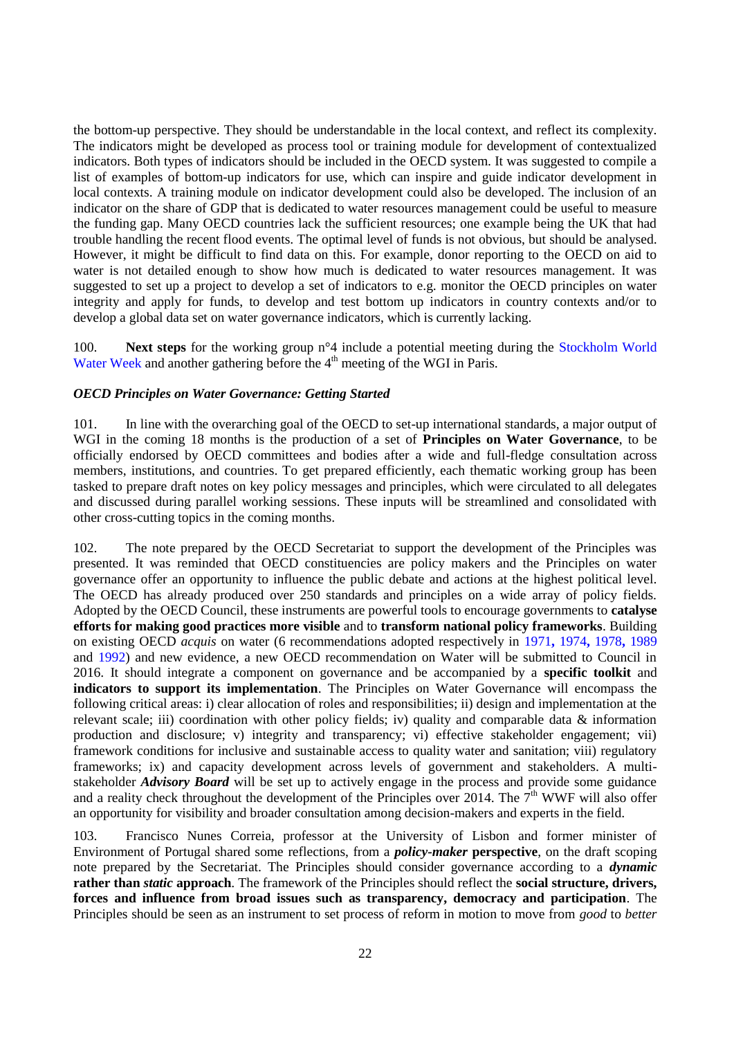the bottom-up perspective. They should be understandable in the local context, and reflect its complexity. The indicators might be developed as process tool or training module for development of contextualized indicators. Both types of indicators should be included in the OECD system. It was suggested to compile a list of examples of bottom-up indicators for use, which can inspire and guide indicator development in local contexts. A training module on indicator development could also be developed. The inclusion of an indicator on the share of GDP that is dedicated to water resources management could be useful to measure the funding gap. Many OECD countries lack the sufficient resources; one example being the UK that had trouble handling the recent flood events. The optimal level of funds is not obvious, but should be analysed. However, it might be difficult to find data on this. For example, donor reporting to the OECD on aid to water is not detailed enough to show how much is dedicated to water resources management. It was suggested to set up a project to develop a set of indicators to e.g. monitor the OECD principles on water integrity and apply for funds, to develop and test bottom up indicators in country contexts and/or to develop a global data set on water governance indicators, which is currently lacking.

100. **Next steps** for the working group n°4 include a potential meeting during the Stockholm World Water Week and another gathering before the 4th meeting of the WGI in Paris.

***OECD Principles on Water Governance: Getting Started***

101. In line with the overarching goal of the OECD to set-up international standards, a major output of WGI in the coming 18 months is the production of a set of **Principles on Water Governance**, to be officially endorsed by OECD committees and bodies after a wide and full-fledge consultation across members, institutions, and countries. To get prepared efficiently, each thematic working group has been tasked to prepare draft notes on key policy messages and principles, which were circulated to all delegates and discussed during parallel working sessions. These inputs will be streamlined and consolidated with other cross-cutting topics in the coming months.

102. The note prepared by the OECD Secretariat to support the development of the Principles was presented. It was reminded that OECD constituencies are policy makers and the Principles on water governance offer an opportunity to influence the public debate and actions at the highest political level. The OECD has already produced over 250 standards and principles on a wide array of policy fields. Adopted by the OECD Council, these instruments are powerful tools to encourage governments to **catalyse efforts for making good practices more visible** and to **transform national policy frameworks**. Building on existing OECD *acquis* on water (6 recommendations adopted respectively in 1971, 1974, 1978, 1989 and 1992) and new evidence, a new OECD recommendation on Water will be submitted to Council in 2016. It should integrate a component on governance and be accompanied by a **specific toolkit** and **indicators to support its implementation**. The Principles on Water Governance will encompass the following critical areas: i) clear allocation of roles and responsibilities; ii) design and implementation at the relevant scale; iii) coordination with other policy fields; iv) quality and comparable data & information production and disclosure; v) integrity and transparency; vi) effective stakeholder engagement; vii) framework conditions for inclusive and sustainable access to quality water and sanitation; viii) regulatory frameworks; ix) and capacity development across levels of government and stakeholders. A multi-stakeholder ***Advisory Board*** will be set up to actively engage in the process and provide some guidance and a reality check throughout the development of the Principles over 2014. The 7th WWF will also offer an opportunity for visibility and broader consultation among decision-makers and experts in the field.

103. Francisco Nunes Correia, professor at the University of Lisbon and former minister of Environment of Portugal shared some reflections, from a ***policy-maker* perspective**, on the draft scoping note prepared by the Secretariat. The Principles should consider governance according to a ***dynamic* rather than *static* approach**. The framework of the Principles should reflect the **social structure, drivers, forces and influence from broad issues such as transparency, democracy and participation**. The Principles should be seen as an instrument to set process of reform in motion to move from *good* to *better*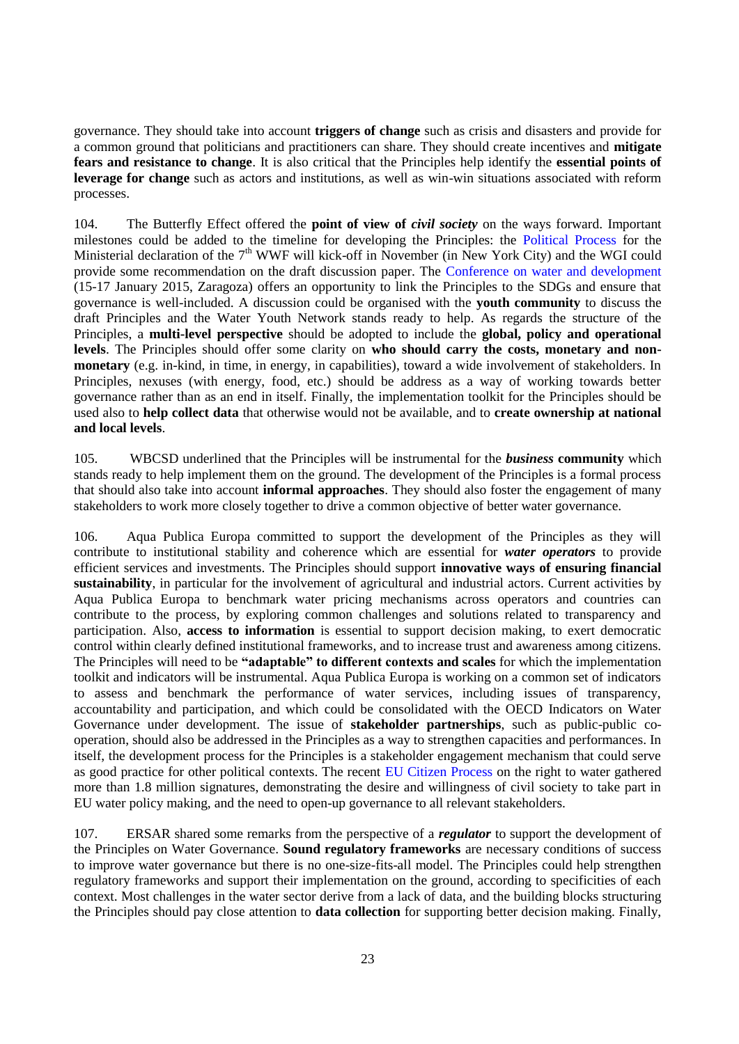governance. They should take into account **triggers of change** such as crisis and disasters and provide for a common ground that politicians and practitioners can share. They should create incentives and **mitigate fears and resistance to change**. It is also critical that the Principles help identify the **essential points of leverage for change** such as actors and institutions, as well as win-win situations associated with reform processes.

104. The Butterfly Effect offered the **point of view of *civil society*** on the ways forward. Important milestones could be added to the timeline for developing the Principles: the Political Process for the Ministerial declaration of the 7th WWF will kick-off in November (in New York City) and the WGI could provide some recommendation on the draft discussion paper. The Conference on water and development (15-17 January 2015, Zaragoza) offers an opportunity to link the Principles to the SDGs and ensure that governance is well-included. A discussion could be organised with the **youth community** to discuss the draft Principles and the Water Youth Network stands ready to help. As regards the structure of the Principles, a **multi-level perspective** should be adopted to include the **global, policy and operational levels**. The Principles should offer some clarity on **who should carry the costs, monetary and non-monetary** (e.g. in-kind, in time, in energy, in capabilities), toward a wide involvement of stakeholders. In Principles, nexuses (with energy, food, etc.) should be address as a way of working towards better governance rather than as an end in itself. Finally, the implementation toolkit for the Principles should be used also to **help collect data** that otherwise would not be available, and to **create ownership at national and local levels**.

105. WBCSD underlined that the Principles will be instrumental for the ***business* community** which stands ready to help implement them on the ground. The development of the Principles is a formal process that should also take into account **informal approaches**. They should also foster the engagement of many stakeholders to work more closely together to drive a common objective of better water governance.

106. Aqua Publica Europa committed to support the development of the Principles as they will contribute to institutional stability and coherence which are essential for ***water operators*** to provide efficient services and investments. The Principles should support **innovative ways of ensuring financial sustainability**, in particular for the involvement of agricultural and industrial actors. Current activities by Aqua Publica Europa to benchmark water pricing mechanisms across operators and countries can contribute to the process, by exploring common challenges and solutions related to transparency and participation. Also, **access to information** is essential to support decision making, to exert democratic control within clearly defined institutional frameworks, and to increase trust and awareness among citizens. The Principles will need to be **"adaptable" to different contexts and scales** for which the implementation toolkit and indicators will be instrumental. Aqua Publica Europa is working on a common set of indicators to assess and benchmark the performance of water services, including issues of transparency, accountability and participation, and which could be consolidated with the OECD Indicators on Water Governance under development. The issue of **stakeholder partnerships**, such as public-public co-operation, should also be addressed in the Principles as a way to strengthen capacities and performances. In itself, the development process for the Principles is a stakeholder engagement mechanism that could serve as good practice for other political contexts. The recent EU Citizen Process on the right to water gathered more than 1.8 million signatures, demonstrating the desire and willingness of civil society to take part in EU water policy making, and the need to open-up governance to all relevant stakeholders.

107. ERSAR shared some remarks from the perspective of a ***regulator*** to support the development of the Principles on Water Governance. **Sound regulatory frameworks** are necessary conditions of success to improve water governance but there is no one-size-fits-all model. The Principles could help strengthen regulatory frameworks and support their implementation on the ground, according to specificities of each context. Most challenges in the water sector derive from a lack of data, and the building blocks structuring the Principles should pay close attention to **data collection** for supporting better decision making. Finally,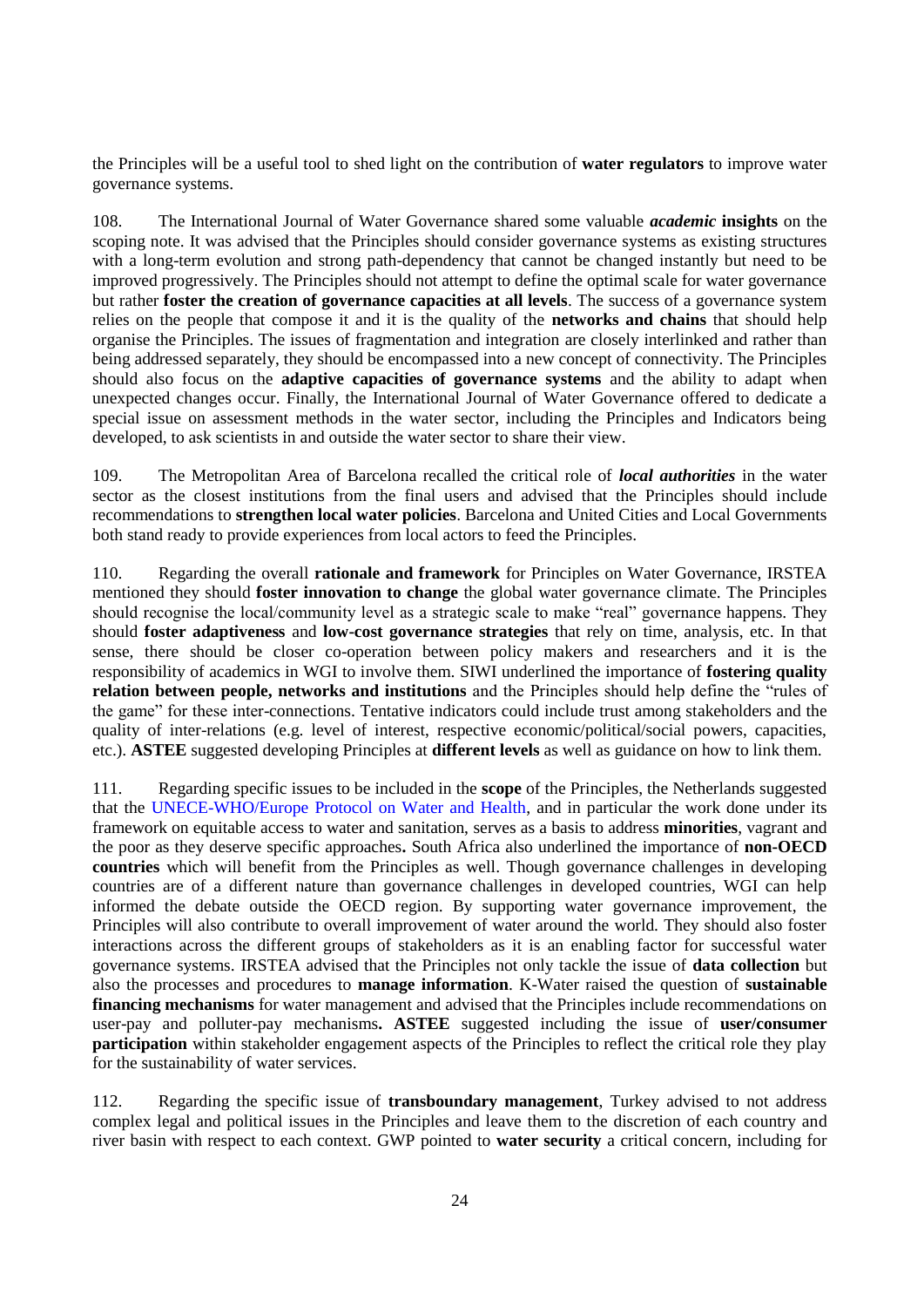the Principles will be a useful tool to shed light on the contribution of **water regulators** to improve water governance systems.

108. The International Journal of Water Governance shared some valuable ***academic*** **insights** on the scoping note. It was advised that the Principles should consider governance systems as existing structures with a long-term evolution and strong path-dependency that cannot be changed instantly but need to be improved progressively. The Principles should not attempt to define the optimal scale for water governance but rather **foster the creation of governance capacities at all levels**. The success of a governance system relies on the people that compose it and it is the quality of the **networks and chains** that should help organise the Principles. The issues of fragmentation and integration are closely interlinked and rather than being addressed separately, they should be encompassed into a new concept of connectivity. The Principles should also focus on the **adaptive capacities of governance systems** and the ability to adapt when unexpected changes occur. Finally, the International Journal of Water Governance offered to dedicate a special issue on assessment methods in the water sector, including the Principles and Indicators being developed, to ask scientists in and outside the water sector to share their view.

109. The Metropolitan Area of Barcelona recalled the critical role of ***local authorities*** in the water sector as the closest institutions from the final users and advised that the Principles should include recommendations to **strengthen local water policies**. Barcelona and United Cities and Local Governments both stand ready to provide experiences from local actors to feed the Principles.

110. Regarding the overall **rationale and framework** for Principles on Water Governance, IRSTEA mentioned they should **foster innovation to change** the global water governance climate. The Principles should recognise the local/community level as a strategic scale to make "real" governance happens. They should **foster adaptiveness** and **low-cost governance strategies** that rely on time, analysis, etc. In that sense, there should be closer co-operation between policy makers and researchers and it is the responsibility of academics in WGI to involve them. SIWI underlined the importance of **fostering quality relation between people, networks and institutions** and the Principles should help define the "rules of the game" for these inter-connections. Tentative indicators could include trust among stakeholders and the quality of inter-relations (e.g. level of interest, respective economic/political/social powers, capacities, etc.). **ASTEE** suggested developing Principles at **different levels** as well as guidance on how to link them.

111. Regarding specific issues to be included in the **scope** of the Principles, the Netherlands suggested that the UNECE-WHO/Europe Protocol on Water and Health, and in particular the work done under its framework on equitable access to water and sanitation, serves as a basis to address **minorities**, vagrant and the poor as they deserve specific approaches**.** South Africa also underlined the importance of **non-OECD countries** which will benefit from the Principles as well. Though governance challenges in developing countries are of a different nature than governance challenges in developed countries, WGI can help informed the debate outside the OECD region. By supporting water governance improvement, the Principles will also contribute to overall improvement of water around the world. They should also foster interactions across the different groups of stakeholders as it is an enabling factor for successful water governance systems. IRSTEA advised that the Principles not only tackle the issue of **data collection** but also the processes and procedures to **manage information**. K-Water raised the question of **sustainable financing mechanisms** for water management and advised that the Principles include recommendations on user-pay and polluter-pay mechanisms**. ASTEE** suggested including the issue of **user/consumer participation** within stakeholder engagement aspects of the Principles to reflect the critical role they play for the sustainability of water services.

112. Regarding the specific issue of **transboundary management**, Turkey advised to not address complex legal and political issues in the Principles and leave them to the discretion of each country and river basin with respect to each context. GWP pointed to **water security** a critical concern, including for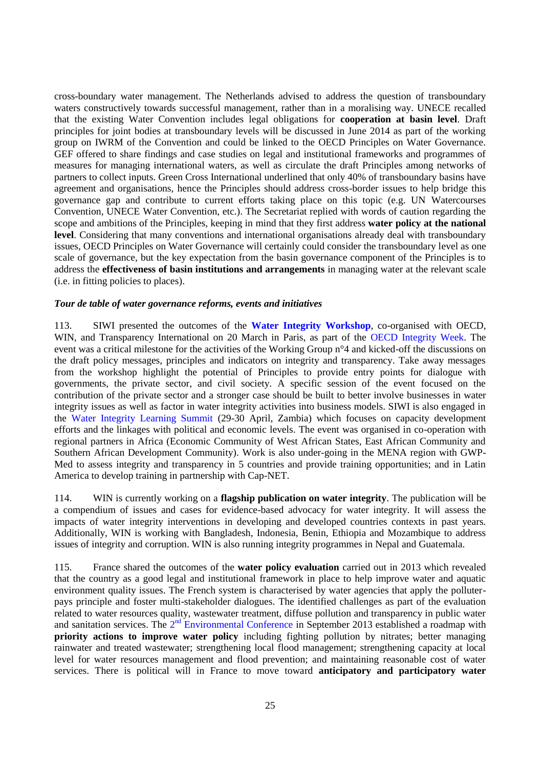cross-boundary water management. The Netherlands advised to address the question of transboundary waters constructively towards successful management, rather than in a moralising way. UNECE recalled that the existing Water Convention includes legal obligations for **cooperation at basin level**. Draft principles for joint bodies at transboundary levels will be discussed in June 2014 as part of the working group on IWRM of the Convention and could be linked to the OECD Principles on Water Governance. GEF offered to share findings and case studies on legal and institutional frameworks and programmes of measures for managing international waters, as well as circulate the draft Principles among networks of partners to collect inputs. Green Cross International underlined that only 40% of transboundary basins have agreement and organisations, hence the Principles should address cross-border issues to help bridge this governance gap and contribute to current efforts taking place on this topic (e.g. UN Watercourses Convention, UNECE Water Convention, etc.). The Secretariat replied with words of caution regarding the scope and ambitions of the Principles, keeping in mind that they first address **water policy at the national level**. Considering that many conventions and international organisations already deal with transboundary issues, OECD Principles on Water Governance will certainly could consider the transboundary level as one scale of governance, but the key expectation from the basin governance component of the Principles is to address the **effectiveness of basin institutions and arrangements** in managing water at the relevant scale (i.e. in fitting policies to places).

***Tour de table of water governance reforms, events and initiatives***

113. SIWI presented the outcomes of the **Water Integrity Workshop**, co-organised with OECD, WIN, and Transparency International on 20 March in Paris, as part of the OECD Integrity Week. The event was a critical milestone for the activities of the Working Group n°4 and kicked-off the discussions on the draft policy messages, principles and indicators on integrity and transparency. Take away messages from the workshop highlight the potential of Principles to provide entry points for dialogue with governments, the private sector, and civil society. A specific session of the event focused on the contribution of the private sector and a stronger case should be built to better involve businesses in water integrity issues as well as factor in water integrity activities into business models. SIWI is also engaged in the Water Integrity Learning Summit (29-30 April, Zambia) which focuses on capacity development efforts and the linkages with political and economic levels. The event was organised in co-operation with regional partners in Africa (Economic Community of West African States, East African Community and Southern African Development Community). Work is also under-going in the MENA region with GWP-Med to assess integrity and transparency in 5 countries and provide training opportunities; and in Latin America to develop training in partnership with Cap-NET.

114. WIN is currently working on a **flagship publication on water integrity**. The publication will be a compendium of issues and cases for evidence-based advocacy for water integrity. It will assess the impacts of water integrity interventions in developing and developed countries contexts in past years. Additionally, WIN is working with Bangladesh, Indonesia, Benin, Ethiopia and Mozambique to address issues of integrity and corruption. WIN is also running integrity programmes in Nepal and Guatemala.

115. France shared the outcomes of the **water policy evaluation** carried out in 2013 which revealed that the country as a good legal and institutional framework in place to help improve water and aquatic environment quality issues. The French system is characterised by water agencies that apply the polluter-pays principle and foster multi-stakeholder dialogues. The identified challenges as part of the evaluation related to water resources quality, wastewater treatment, diffuse pollution and transparency in public water and sanitation services. The 2nd Environmental Conference in September 2013 established a roadmap with **priority actions to improve water policy** including fighting pollution by nitrates; better managing rainwater and treated wastewater; strengthening local flood management; strengthening capacity at local level for water resources management and flood prevention; and maintaining reasonable cost of water services. There is political will in France to move toward **anticipatory and participatory water**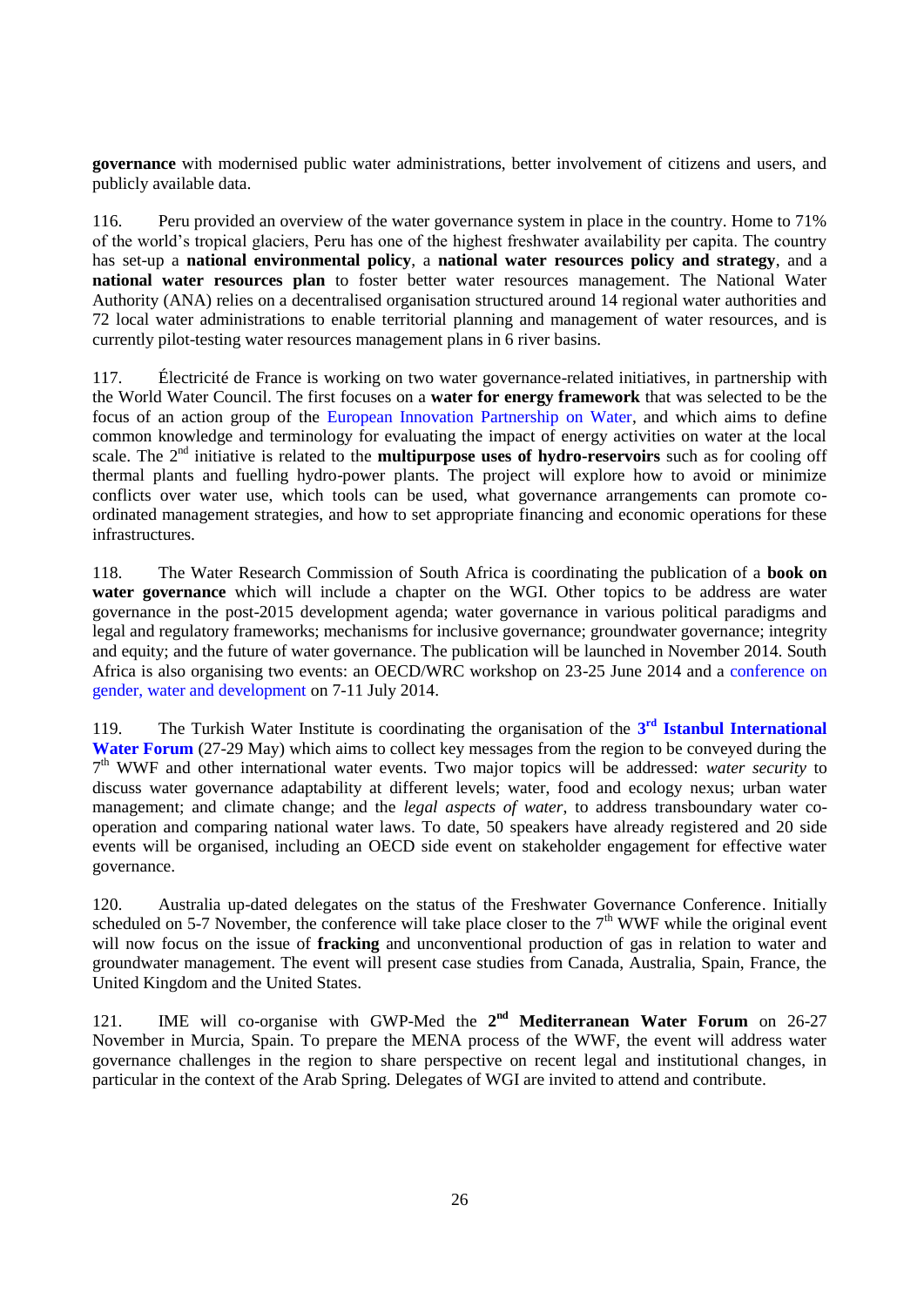**governance** with modernised public water administrations, better involvement of citizens and users, and publicly available data.

116. Peru provided an overview of the water governance system in place in the country. Home to 71% of the world's tropical glaciers, Peru has one of the highest freshwater availability per capita. The country has set-up a **national environmental policy**, a **national water resources policy and strategy**, and a **national water resources plan** to foster better water resources management. The National Water Authority (ANA) relies on a decentralised organisation structured around 14 regional water authorities and 72 local water administrations to enable territorial planning and management of water resources, and is currently pilot-testing water resources management plans in 6 river basins.

117. Électricité de France is working on two water governance-related initiatives, in partnership with the World Water Council. The first focuses on a **water for energy framework** that was selected to be the focus of an action group of the European Innovation Partnership on Water, and which aims to define common knowledge and terminology for evaluating the impact of energy activities on water at the local scale. The 2nd initiative is related to the **multipurpose uses of hydro-reservoirs** such as for cooling off thermal plants and fuelling hydro-power plants. The project will explore how to avoid or minimize conflicts over water use, which tools can be used, what governance arrangements can promote co-ordinated management strategies, and how to set appropriate financing and economic operations for these infrastructures.

118. The Water Research Commission of South Africa is coordinating the publication of a **book on water governance** which will include a chapter on the WGI. Other topics to be address are water governance in the post-2015 development agenda; water governance in various political paradigms and legal and regulatory frameworks; mechanisms for inclusive governance; groundwater governance; integrity and equity; and the future of water governance. The publication will be launched in November 2014. South Africa is also organising two events: an OECD/WRC workshop on 23-25 June 2014 and a conference on gender, water and development on 7-11 July 2014.

119. The Turkish Water Institute is coordinating the organisation of the **3rd Istanbul International Water Forum** (27-29 May) which aims to collect key messages from the region to be conveyed during the 7th WWF and other international water events. Two major topics will be addressed: *water security* to discuss water governance adaptability at different levels; water, food and ecology nexus; urban water management; and climate change; and the *legal aspects of water*, to address transboundary water co-operation and comparing national water laws. To date, 50 speakers have already registered and 20 side events will be organised, including an OECD side event on stakeholder engagement for effective water governance.

120. Australia up-dated delegates on the status of the Freshwater Governance Conference. Initially scheduled on 5-7 November, the conference will take place closer to the 7th WWF while the original event will now focus on the issue of **fracking** and unconventional production of gas in relation to water and groundwater management. The event will present case studies from Canada, Australia, Spain, France, the United Kingdom and the United States.

121. IME will co-organise with GWP-Med the **2nd Mediterranean Water Forum** on 26-27 November in Murcia, Spain. To prepare the MENA process of the WWF, the event will address water governance challenges in the region to share perspective on recent legal and institutional changes, in particular in the context of the Arab Spring. Delegates of WGI are invited to attend and contribute.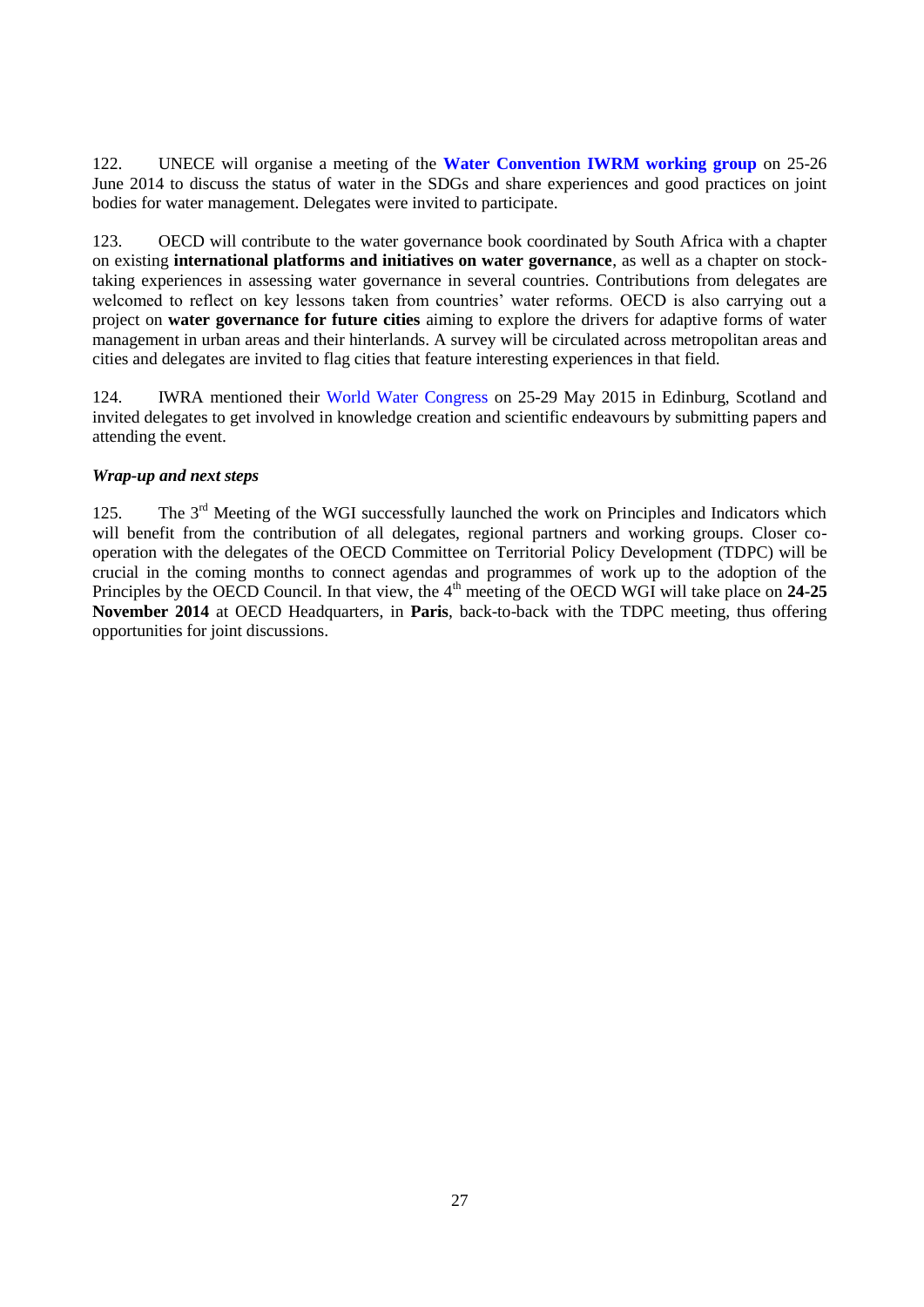122. UNECE will organise a meeting of the **Water Convention IWRM working group** on 25-26 June 2014 to discuss the status of water in the SDGs and share experiences and good practices on joint bodies for water management. Delegates were invited to participate.

123. OECD will contribute to the water governance book coordinated by South Africa with a chapter on existing **international platforms and initiatives on water governance**, as well as a chapter on stock-taking experiences in assessing water governance in several countries. Contributions from delegates are welcomed to reflect on key lessons taken from countries' water reforms. OECD is also carrying out a project on **water governance for future cities** aiming to explore the drivers for adaptive forms of water management in urban areas and their hinterlands. A survey will be circulated across metropolitan areas and cities and delegates are invited to flag cities that feature interesting experiences in that field.

124. IWRA mentioned their World Water Congress on 25-29 May 2015 in Edinburg, Scotland and invited delegates to get involved in knowledge creation and scientific endeavours by submitting papers and attending the event.

***Wrap-up and next steps***

125. The 3rd Meeting of the WGI successfully launched the work on Principles and Indicators which will benefit from the contribution of all delegates, regional partners and working groups. Closer co-operation with the delegates of the OECD Committee on Territorial Policy Development (TDPC) will be crucial in the coming months to connect agendas and programmes of work up to the adoption of the Principles by the OECD Council. In that view, the 4th meeting of the OECD WGI will take place on **24-25 November 2014** at OECD Headquarters, in **Paris**, back-to-back with the TDPC meeting, thus offering opportunities for joint discussions.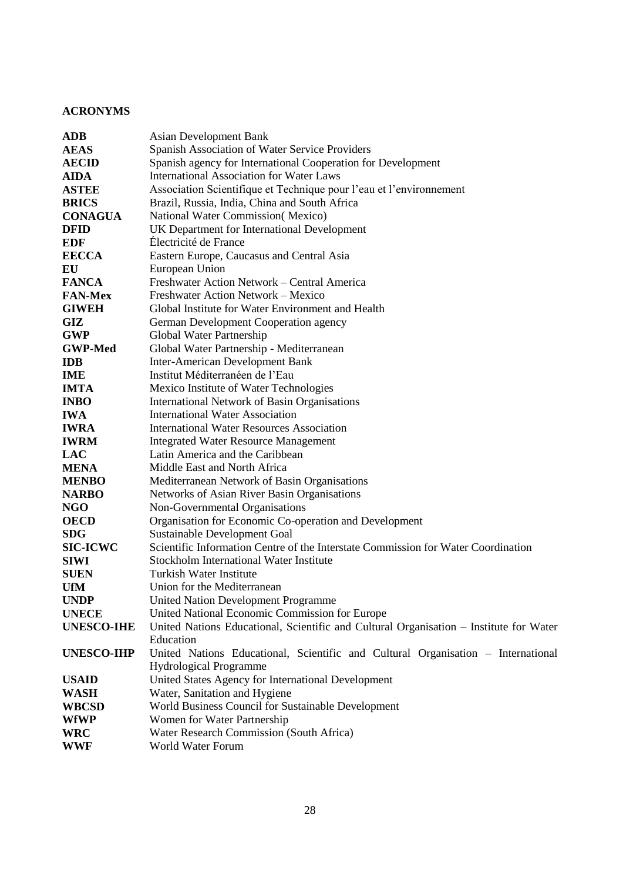**ACRONYMS**

| | |
|---|---|
| **ADB** | Asian Development Bank |
| **AEAS** | Spanish Association of Water Service Providers |
| **AECID** | Spanish agency for International Cooperation for Development |
| **AIDA** | International Association for Water Laws |
| **ASTEE** | Association Scientifique et Technique pour l'eau et l'environnement |
| **BRICS** | Brazil, Russia, India, China and South Africa |
| **CONAGUA** | National Water Commission( Mexico) |
| **DFID** | UK Department for International Development |
| **EDF** | Électricité de France |
| **EECCA** | Eastern Europe, Caucasus and Central Asia |
| **EU** | European Union |
| **FANCA** | Freshwater Action Network – Central America |
| **FAN-Mex** | Freshwater Action Network – Mexico |
| **GIWEH** | Global Institute for Water Environment and Health |
| **GIZ** | German Development Cooperation agency |
| **GWP** | Global Water Partnership |
| **GWP-Med** | Global Water Partnership - Mediterranean |
| **IDB** | Inter-American Development Bank |
| **IME** | Institut Méditerranéen de l'Eau |
| **IMTA** | Mexico Institute of Water Technologies |
| **INBO** | International Network of Basin Organisations |
| **IWA** | International Water Association |
| **IWRA** | International Water Resources Association |
| **IWRM** | Integrated Water Resource Management |
| **LAC** | Latin America and the Caribbean |
| **MENA** | Middle East and North Africa |
| **MENBO** | Mediterranean Network of Basin Organisations |
| **NARBO** | Networks of Asian River Basin Organisations |
| **NGO** | Non-Governmental Organisations |
| **OECD** | Organisation for Economic Co-operation and Development |
| **SDG** | Sustainable Development Goal |
| **SIC-ICWC** | Scientific Information Centre of the Interstate Commission for Water Coordination |
| **SIWI** | Stockholm International Water Institute |
| **SUEN** | Turkish Water Institute |
| **UfM** | Union for the Mediterranean |
| **UNDP** | United Nation Development Programme |
| **UNECE** | United National Economic Commission for Europe |
| **UNESCO-IHE** | United Nations Educational, Scientific and Cultural Organisation – Institute for Water Education |
| **UNESCO-IHP** | United Nations Educational, Scientific and Cultural Organisation – International Hydrological Programme |
| **USAID** | United States Agency for International Development |
| **WASH** | Water, Sanitation and Hygiene |
| **WBCSD** | World Business Council for Sustainable Development |
| **WfWP** | Women for Water Partnership |
| **WRC** | Water Research Commission (South Africa) |
| **WWF** | World Water Forum |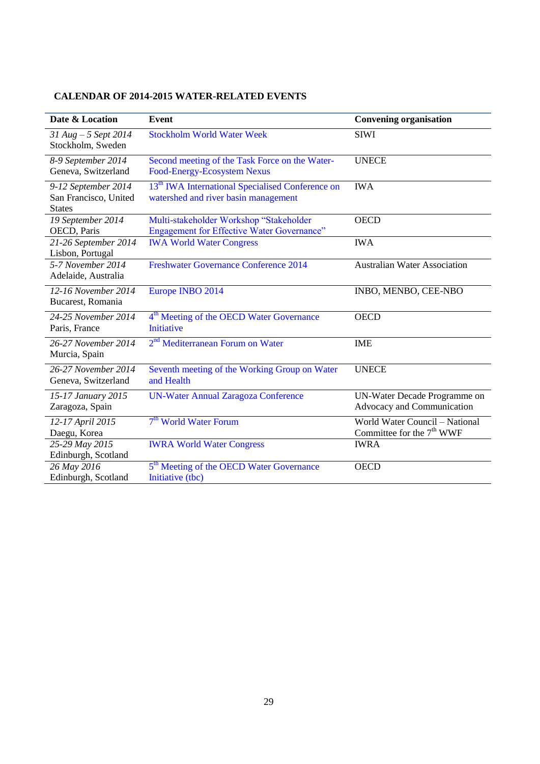**CALENDAR OF 2014-2015 WATER-RELATED EVENTS**

| Date & Location | Event | Convening organisation |
|---|---|---|
| *31 Aug – 5 Sept 2014* Stockholm, Sweden | Stockholm World Water Week | SIWI |
| *8-9 September 2014* Geneva, Switzerland | Second meeting of the Task Force on the Water-Food-Energy-Ecosystem Nexus | UNECE |
| *9-12 September 2014* San Francisco, United States | 13th IWA International Specialised Conference on watershed and river basin management | IWA |
| *19 September 2014* OECD, Paris | Multi-stakeholder Workshop "Stakeholder Engagement for Effective Water Governance" | OECD |
| *21-26 September 2014* Lisbon, Portugal | IWA World Water Congress | IWA |
| *5-7 November 2014* Adelaide, Australia | Freshwater Governance Conference 2014 | Australian Water Association |
| *12-16 November 2014* Bucarest, Romania | Europe INBO 2014 | INBO, MENBO, CEE-NBO |
| *24-25 November 2014* Paris, France | 4th Meeting of the OECD Water Governance Initiative | OECD |
| *26-27 November 2014* Murcia, Spain | 2nd Mediterranean Forum on Water | IME |
| *26-27 November 2014* Geneva, Switzerland | Seventh meeting of the Working Group on Water and Health | UNECE |
| *15-17 January 2015* Zaragoza, Spain | UN-Water Annual Zaragoza Conference | UN-Water Decade Programme on Advocacy and Communication |
| *12-17 April 2015* Daegu, Korea | 7th World Water Forum | World Water Council – National Committee for the 7th WWF |
| *25-29 May 2015* Edinburgh, Scotland | IWRA World Water Congress | IWRA |
| *26 May 2016* Edinburgh, Scotland | 5th Meeting of the OECD Water Governance Initiative (tbc) | OECD |